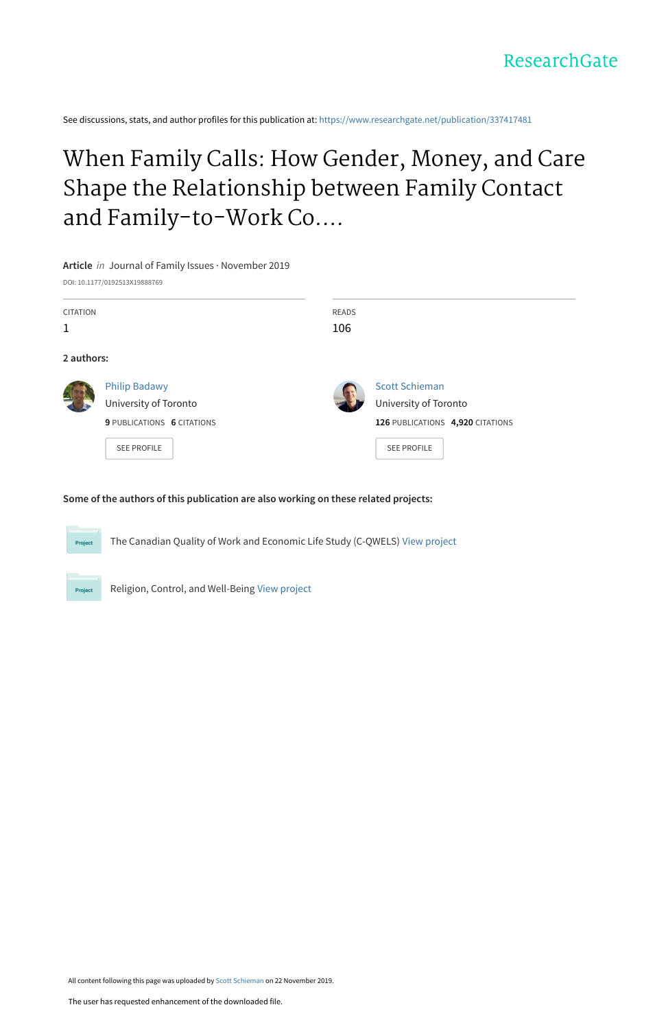ResearchGate

See discussions, stats, and author profiles for this publication at: https://www.researchgate.net/publication/337417481

# When Family Calls: How Gender, Money, and Care Shape the Relationship between Family Contact and Family-to-Work Co....

**Article** *in* Journal of Family Issues · November 2019

DOI: 10.1177/0192513X19888769

| CITATION | READS |
|---|---|
| 1 | 106 |

**2 authors:**

**Philip Badawy**
University of Toronto
**9** PUBLICATIONS **6** CITATIONS
SEE PROFILE

**Scott Schieman**
University of Toronto
**126** PUBLICATIONS **4,920** CITATIONS
SEE PROFILE

**Some of the authors of this publication are also working on these related projects:**

Project: The Canadian Quality of Work and Economic Life Study (C-QWELS) View project

Project: Religion, Control, and Well-Being View project

All content following this page was uploaded by Scott Schieman on 22 November 2019.

The user has requested enhancement of the downloaded file.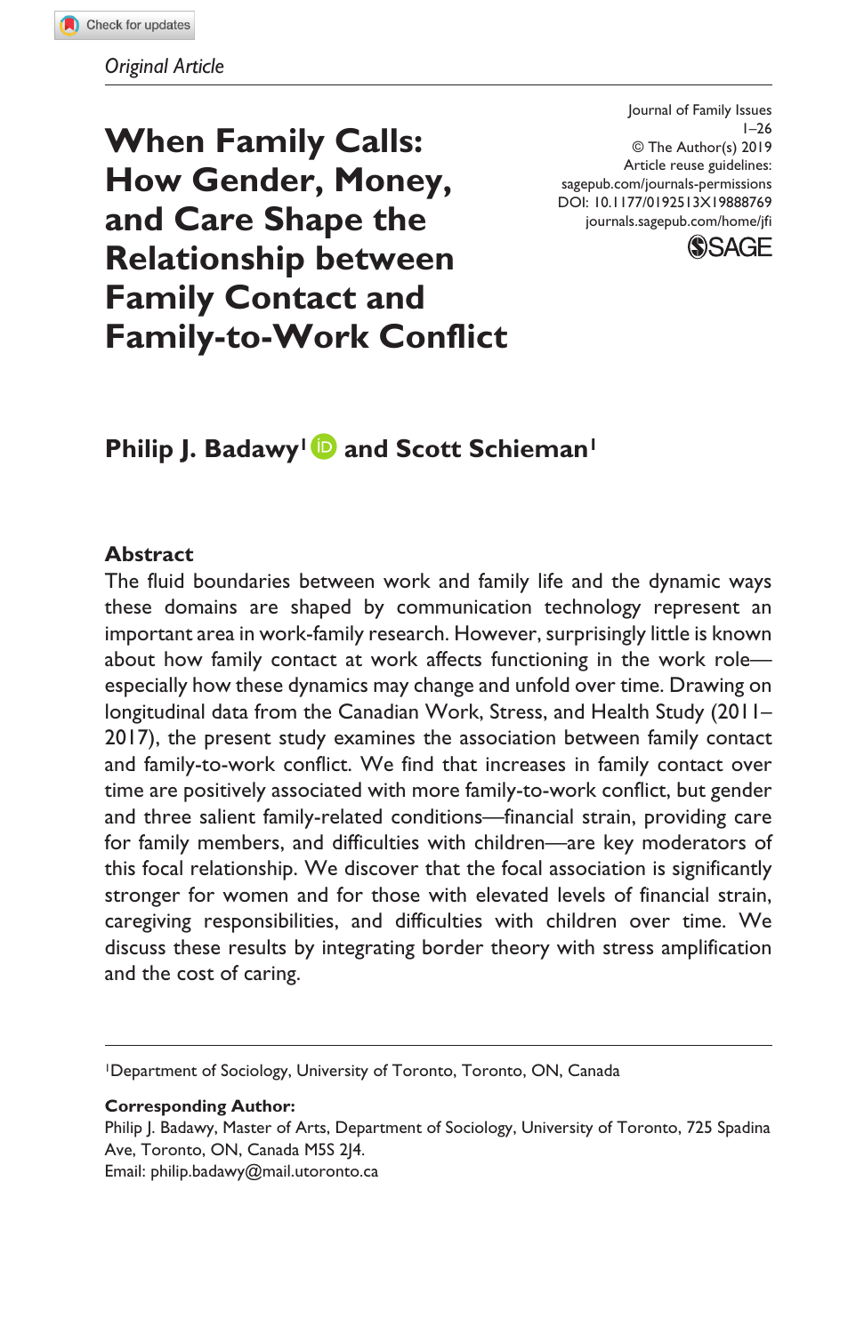Original Article

# When Family Calls: How Gender, Money, and Care Shape the Relationship between Family Contact and Family-to-Work Conflict

Journal of Family Issues
1–26
© The Author(s) 2019
Article reuse guidelines:
sagepub.com/journals-permissions
DOI: 10.1177/0192513X19888769
journals.sagepub.com/home/jfi

**Philip J. Badawy[1] and Scott Schieman[1]**

## Abstract

The fluid boundaries between work and family life and the dynamic ways these domains are shaped by communication technology represent an important area in work-family research. However, surprisingly little is known about how family contact at work affects functioning in the work role—especially how these dynamics may change and unfold over time. Drawing on longitudinal data from the Canadian Work, Stress, and Health Study (2011–2017), the present study examines the association between family contact and family-to-work conflict. We find that increases in family contact over time are positively associated with more family-to-work conflict, but gender and three salient family-related conditions—financial strain, providing care for family members, and difficulties with children—are key moderators of this focal relationship. We discover that the focal association is significantly stronger for women and for those with elevated levels of financial strain, caregiving responsibilities, and difficulties with children over time. We discuss these results by integrating border theory with stress amplification and the cost of caring.

[1]Department of Sociology, University of Toronto, Toronto, ON, Canada

**Corresponding Author:**
Philip J. Badawy, Master of Arts, Department of Sociology, University of Toronto, 725 Spadina Ave, Toronto, ON, Canada M5S 2J4.
Email: philip.badawy@mail.utoronto.ca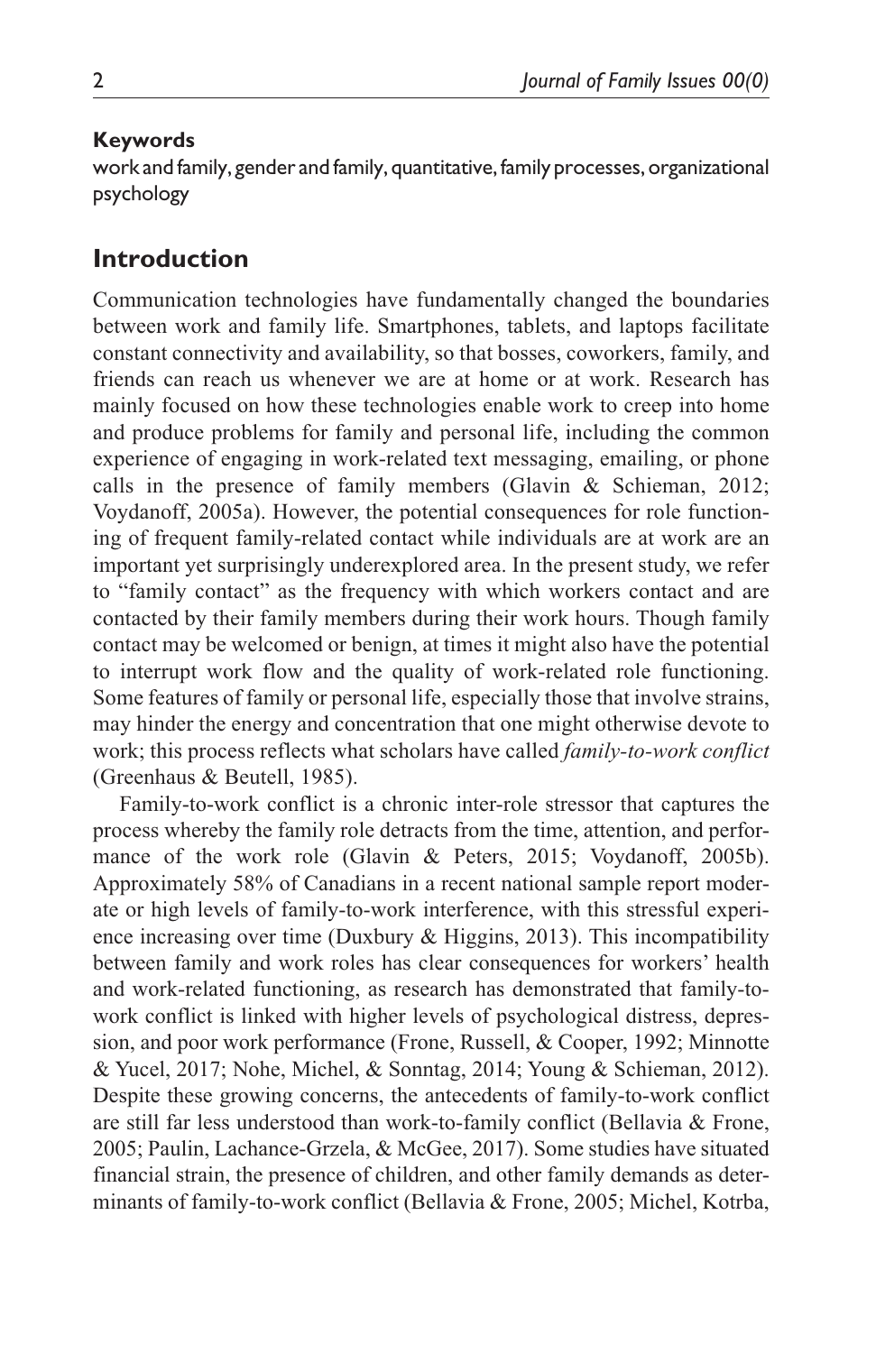**Keywords**

work and family, gender and family, quantitative, family processes, organizational psychology

## Introduction

Communication technologies have fundamentally changed the boundaries between work and family life. Smartphones, tablets, and laptops facilitate constant connectivity and availability, so that bosses, coworkers, family, and friends can reach us whenever we are at home or at work. Research has mainly focused on how these technologies enable work to creep into home and produce problems for family and personal life, including the common experience of engaging in work-related text messaging, emailing, or phone calls in the presence of family members (Glavin & Schieman, 2012; Voydanoff, 2005a). However, the potential consequences for role functioning of frequent family-related contact while individuals are at work are an important yet surprisingly underexplored area. In the present study, we refer to "family contact" as the frequency with which workers contact and are contacted by their family members during their work hours. Though family contact may be welcomed or benign, at times it might also have the potential to interrupt work flow and the quality of work-related role functioning. Some features of family or personal life, especially those that involve strains, may hinder the energy and concentration that one might otherwise devote to work; this process reflects what scholars have called *family-to-work conflict* (Greenhaus & Beutell, 1985).

Family-to-work conflict is a chronic inter-role stressor that captures the process whereby the family role detracts from the time, attention, and performance of the work role (Glavin & Peters, 2015; Voydanoff, 2005b). Approximately 58% of Canadians in a recent national sample report moderate or high levels of family-to-work interference, with this stressful experience increasing over time (Duxbury & Higgins, 2013). This incompatibility between family and work roles has clear consequences for workers' health and work-related functioning, as research has demonstrated that family-to-work conflict is linked with higher levels of psychological distress, depression, and poor work performance (Frone, Russell, & Cooper, 1992; Minnotte & Yucel, 2017; Nohe, Michel, & Sonntag, 2014; Young & Schieman, 2012). Despite these growing concerns, the antecedents of family-to-work conflict are still far less understood than work-to-family conflict (Bellavia & Frone, 2005; Paulin, Lachance-Grzela, & McGee, 2017). Some studies have situated financial strain, the presence of children, and other family demands as determinants of family-to-work conflict (Bellavia & Frone, 2005; Michel, Kotrba,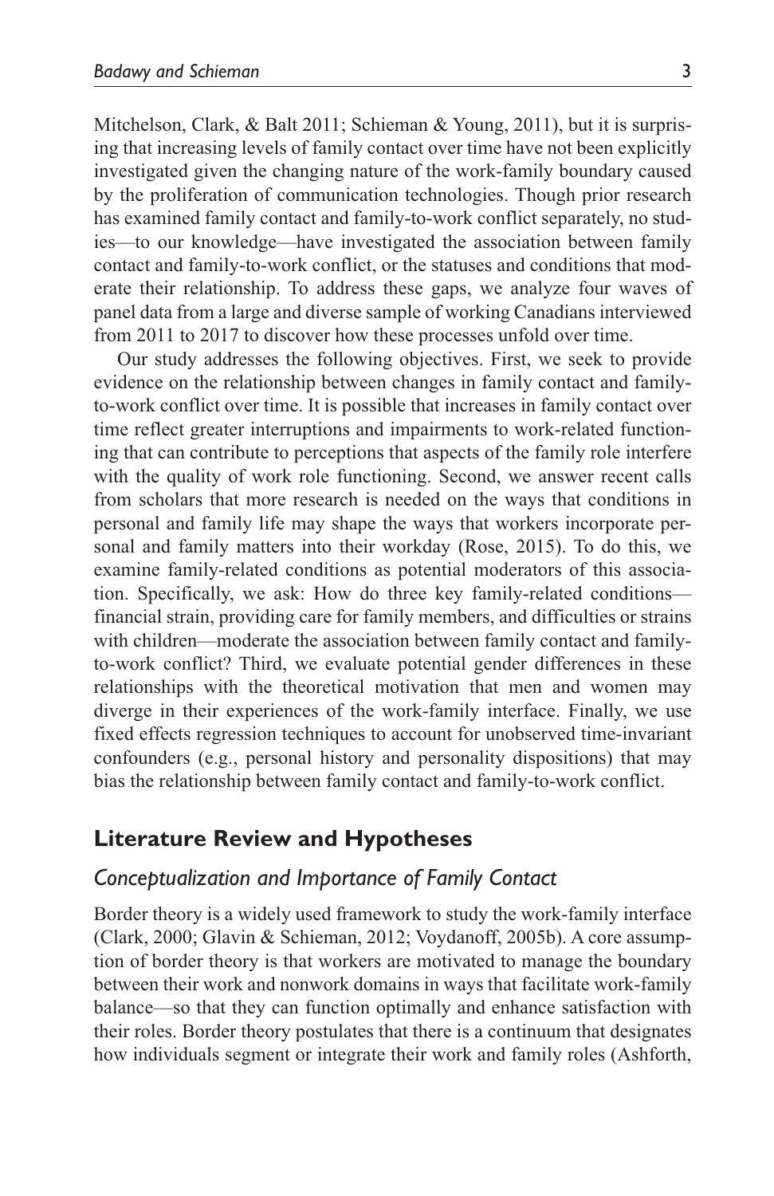Mitchelson, Clark, & Balt 2011; Schieman & Young, 2011), but it is surprising that increasing levels of family contact over time have not been explicitly investigated given the changing nature of the work-family boundary caused by the proliferation of communication technologies. Though prior research has examined family contact and family-to-work conflict separately, no studies—to our knowledge—have investigated the association between family contact and family-to-work conflict, or the statuses and conditions that moderate their relationship. To address these gaps, we analyze four waves of panel data from a large and diverse sample of working Canadians interviewed from 2011 to 2017 to discover how these processes unfold over time.

Our study addresses the following objectives. First, we seek to provide evidence on the relationship between changes in family contact and family-to-work conflict over time. It is possible that increases in family contact over time reflect greater interruptions and impairments to work-related functioning that can contribute to perceptions that aspects of the family role interfere with the quality of work role functioning. Second, we answer recent calls from scholars that more research is needed on the ways that conditions in personal and family life may shape the ways that workers incorporate personal and family matters into their workday (Rose, 2015). To do this, we examine family-related conditions as potential moderators of this association. Specifically, we ask: How do three key family-related conditions—financial strain, providing care for family members, and difficulties or strains with children—moderate the association between family contact and family-to-work conflict? Third, we evaluate potential gender differences in these relationships with the theoretical motivation that men and women may diverge in their experiences of the work-family interface. Finally, we use fixed effects regression techniques to account for unobserved time-invariant confounders (e.g., personal history and personality dispositions) that may bias the relationship between family contact and family-to-work conflict.

## Literature Review and Hypotheses

### *Conceptualization and Importance of Family Contact*

Border theory is a widely used framework to study the work-family interface (Clark, 2000; Glavin & Schieman, 2012; Voydanoff, 2005b). A core assumption of border theory is that workers are motivated to manage the boundary between their work and nonwork domains in ways that facilitate work-family balance—so that they can function optimally and enhance satisfaction with their roles. Border theory postulates that there is a continuum that designates how individuals segment or integrate their work and family roles (Ashforth,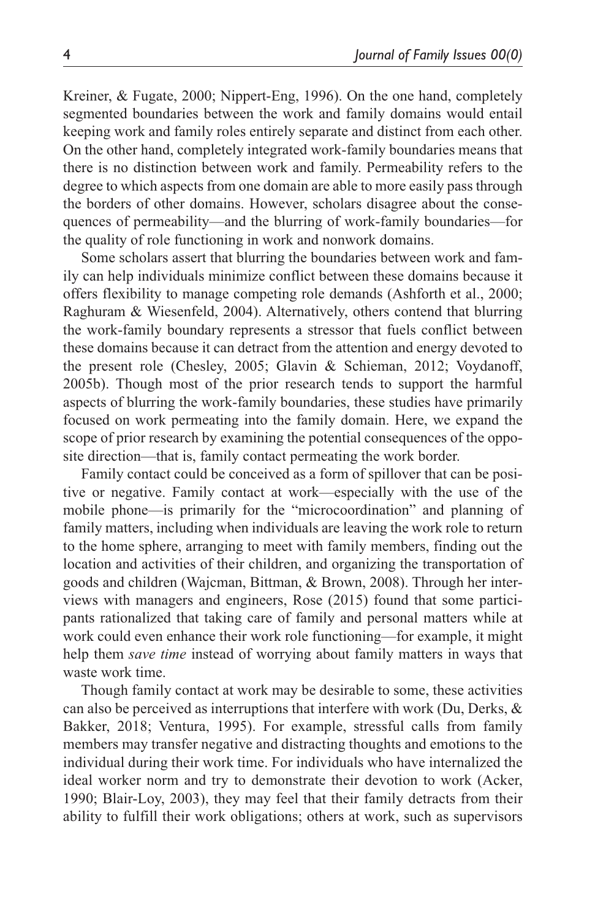Kreiner, & Fugate, 2000; Nippert-Eng, 1996). On the one hand, completely segmented boundaries between the work and family domains would entail keeping work and family roles entirely separate and distinct from each other. On the other hand, completely integrated work-family boundaries means that there is no distinction between work and family. Permeability refers to the degree to which aspects from one domain are able to more easily pass through the borders of other domains. However, scholars disagree about the consequences of permeability—and the blurring of work-family boundaries—for the quality of role functioning in work and nonwork domains.

Some scholars assert that blurring the boundaries between work and family can help individuals minimize conflict between these domains because it offers flexibility to manage competing role demands (Ashforth et al., 2000; Raghuram & Wiesenfeld, 2004). Alternatively, others contend that blurring the work-family boundary represents a stressor that fuels conflict between these domains because it can detract from the attention and energy devoted to the present role (Chesley, 2005; Glavin & Schieman, 2012; Voydanoff, 2005b). Though most of the prior research tends to support the harmful aspects of blurring the work-family boundaries, these studies have primarily focused on work permeating into the family domain. Here, we expand the scope of prior research by examining the potential consequences of the opposite direction—that is, family contact permeating the work border.

Family contact could be conceived as a form of spillover that can be positive or negative. Family contact at work—especially with the use of the mobile phone—is primarily for the "microcoordination" and planning of family matters, including when individuals are leaving the work role to return to the home sphere, arranging to meet with family members, finding out the location and activities of their children, and organizing the transportation of goods and children (Wajcman, Bittman, & Brown, 2008). Through her interviews with managers and engineers, Rose (2015) found that some participants rationalized that taking care of family and personal matters while at work could even enhance their work role functioning—for example, it might help them *save time* instead of worrying about family matters in ways that waste work time.

Though family contact at work may be desirable to some, these activities can also be perceived as interruptions that interfere with work (Du, Derks, & Bakker, 2018; Ventura, 1995). For example, stressful calls from family members may transfer negative and distracting thoughts and emotions to the individual during their work time. For individuals who have internalized the ideal worker norm and try to demonstrate their devotion to work (Acker, 1990; Blair-Loy, 2003), they may feel that their family detracts from their ability to fulfill their work obligations; others at work, such as supervisors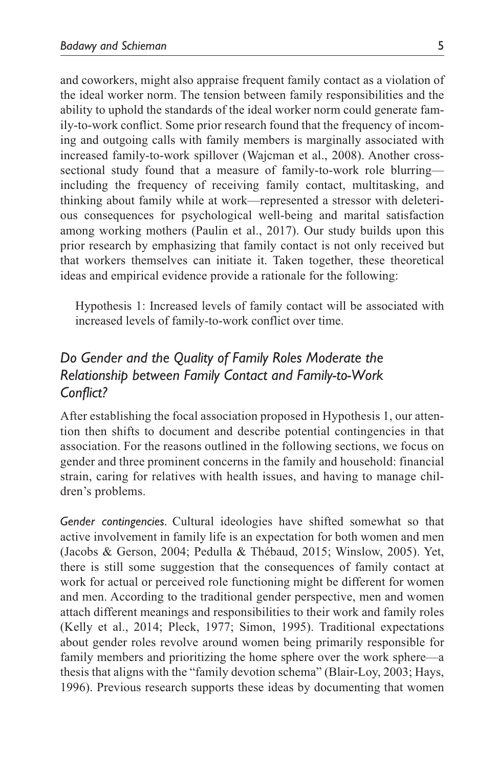and coworkers, might also appraise frequent family contact as a violation of the ideal worker norm. The tension between family responsibilities and the ability to uphold the standards of the ideal worker norm could generate family-to-work conflict. Some prior research found that the frequency of incoming and outgoing calls with family members is marginally associated with increased family-to-work spillover (Wajcman et al., 2008). Another cross-sectional study found that a measure of family-to-work role blurring—including the frequency of receiving family contact, multitasking, and thinking about family while at work—represented a stressor with deleterious consequences for psychological well-being and marital satisfaction among working mothers (Paulin et al., 2017). Our study builds upon this prior research by emphasizing that family contact is not only received but that workers themselves can initiate it. Taken together, these theoretical ideas and empirical evidence provide a rationale for the following:

> Hypothesis 1: Increased levels of family contact will be associated with increased levels of family-to-work conflict over time.

### *Do Gender and the Quality of Family Roles Moderate the Relationship between Family Contact and Family-to-Work Conflict?*

After establishing the focal association proposed in Hypothesis 1, our attention then shifts to document and describe potential contingencies in that association. For the reasons outlined in the following sections, we focus on gender and three prominent concerns in the family and household: financial strain, caring for relatives with health issues, and having to manage children's problems.

*Gender contingencies.* Cultural ideologies have shifted somewhat so that active involvement in family life is an expectation for both women and men (Jacobs & Gerson, 2004; Pedulla & Thébaud, 2015; Winslow, 2005). Yet, there is still some suggestion that the consequences of family contact at work for actual or perceived role functioning might be different for women and men. According to the traditional gender perspective, men and women attach different meanings and responsibilities to their work and family roles (Kelly et al., 2014; Pleck, 1977; Simon, 1995). Traditional expectations about gender roles revolve around women being primarily responsible for family members and prioritizing the home sphere over the work sphere—a thesis that aligns with the "family devotion schema" (Blair-Loy, 2003; Hays, 1996). Previous research supports these ideas by documenting that women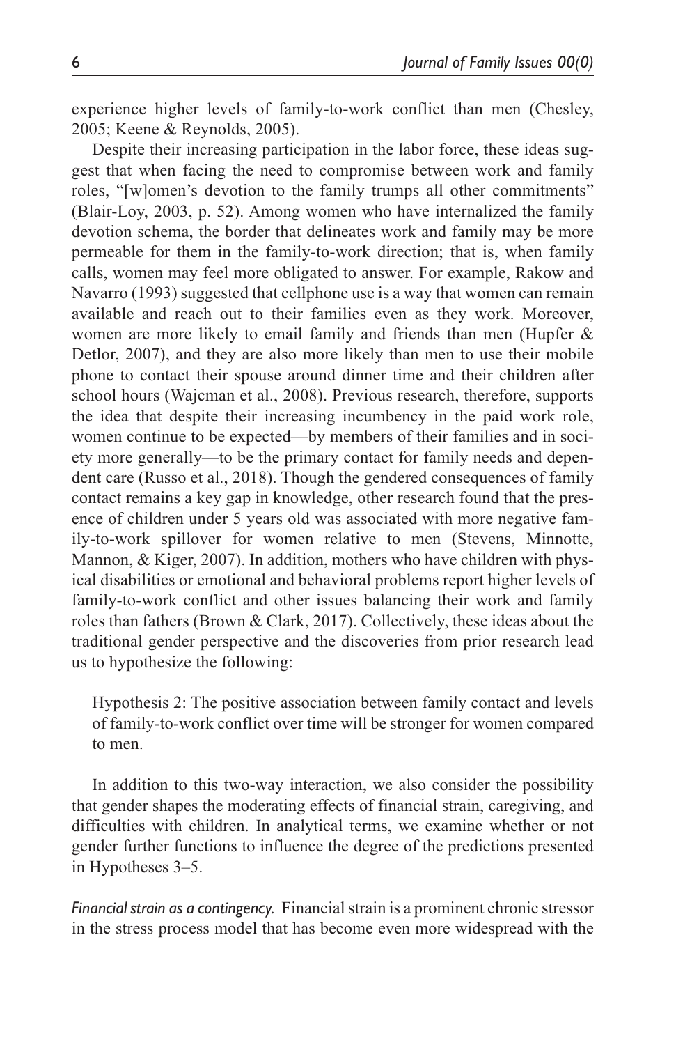experience higher levels of family-to-work conflict than men (Chesley, 2005; Keene & Reynolds, 2005).

Despite their increasing participation in the labor force, these ideas suggest that when facing the need to compromise between work and family roles, "[w]omen's devotion to the family trumps all other commitments" (Blair-Loy, 2003, p. 52). Among women who have internalized the family devotion schema, the border that delineates work and family may be more permeable for them in the family-to-work direction; that is, when family calls, women may feel more obligated to answer. For example, Rakow and Navarro (1993) suggested that cellphone use is a way that women can remain available and reach out to their families even as they work. Moreover, women are more likely to email family and friends than men (Hupfer & Detlor, 2007), and they are also more likely than men to use their mobile phone to contact their spouse around dinner time and their children after school hours (Wajcman et al., 2008). Previous research, therefore, supports the idea that despite their increasing incumbency in the paid work role, women continue to be expected—by members of their families and in society more generally—to be the primary contact for family needs and dependent care (Russo et al., 2018). Though the gendered consequences of family contact remains a key gap in knowledge, other research found that the presence of children under 5 years old was associated with more negative family-to-work spillover for women relative to men (Stevens, Minnotte, Mannon, & Kiger, 2007). In addition, mothers who have children with physical disabilities or emotional and behavioral problems report higher levels of family-to-work conflict and other issues balancing their work and family roles than fathers (Brown & Clark, 2017). Collectively, these ideas about the traditional gender perspective and the discoveries from prior research lead us to hypothesize the following:

> Hypothesis 2: The positive association between family contact and levels of family-to-work conflict over time will be stronger for women compared to men.

In addition to this two-way interaction, we also consider the possibility that gender shapes the moderating effects of financial strain, caregiving, and difficulties with children. In analytical terms, we examine whether or not gender further functions to influence the degree of the predictions presented in Hypotheses 3–5.

*Financial strain as a contingency.* Financial strain is a prominent chronic stressor in the stress process model that has become even more widespread with the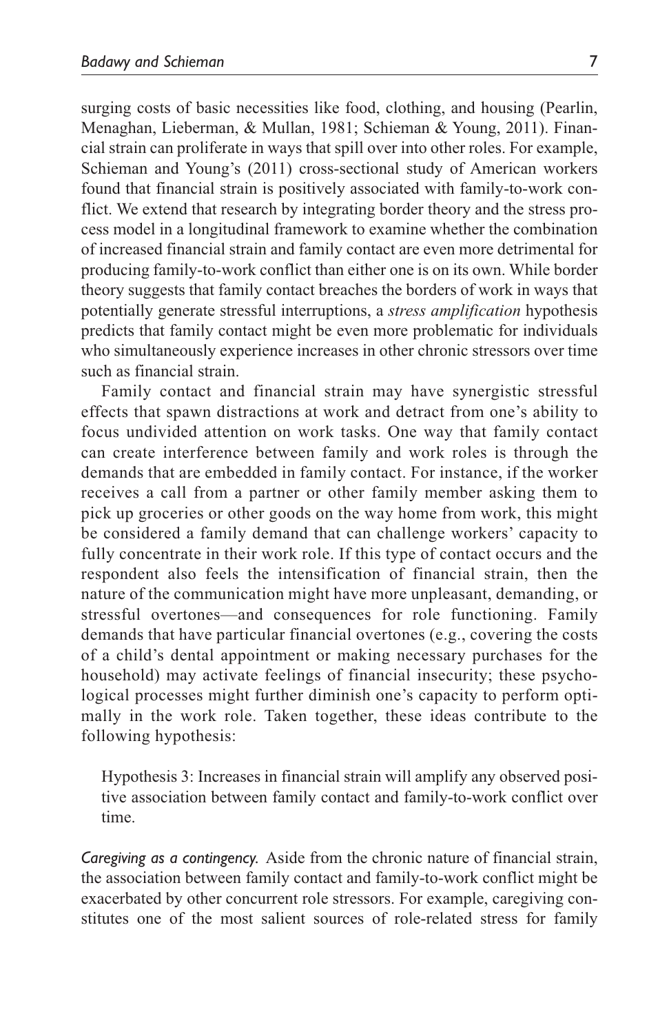surging costs of basic necessities like food, clothing, and housing (Pearlin, Menaghan, Lieberman, & Mullan, 1981; Schieman & Young, 2011). Financial strain can proliferate in ways that spill over into other roles. For example, Schieman and Young's (2011) cross-sectional study of American workers found that financial strain is positively associated with family-to-work conflict. We extend that research by integrating border theory and the stress process model in a longitudinal framework to examine whether the combination of increased financial strain and family contact are even more detrimental for producing family-to-work conflict than either one is on its own. While border theory suggests that family contact breaches the borders of work in ways that potentially generate stressful interruptions, a *stress amplification* hypothesis predicts that family contact might be even more problematic for individuals who simultaneously experience increases in other chronic stressors over time such as financial strain.

Family contact and financial strain may have synergistic stressful effects that spawn distractions at work and detract from one's ability to focus undivided attention on work tasks. One way that family contact can create interference between family and work roles is through the demands that are embedded in family contact. For instance, if the worker receives a call from a partner or other family member asking them to pick up groceries or other goods on the way home from work, this might be considered a family demand that can challenge workers' capacity to fully concentrate in their work role. If this type of contact occurs and the respondent also feels the intensification of financial strain, then the nature of the communication might have more unpleasant, demanding, or stressful overtones—and consequences for role functioning. Family demands that have particular financial overtones (e.g., covering the costs of a child's dental appointment or making necessary purchases for the household) may activate feelings of financial insecurity; these psychological processes might further diminish one's capacity to perform optimally in the work role. Taken together, these ideas contribute to the following hypothesis:

> Hypothesis 3: Increases in financial strain will amplify any observed positive association between family contact and family-to-work conflict over time.

*Caregiving as a contingency.* Aside from the chronic nature of financial strain, the association between family contact and family-to-work conflict might be exacerbated by other concurrent role stressors. For example, caregiving constitutes one of the most salient sources of role-related stress for family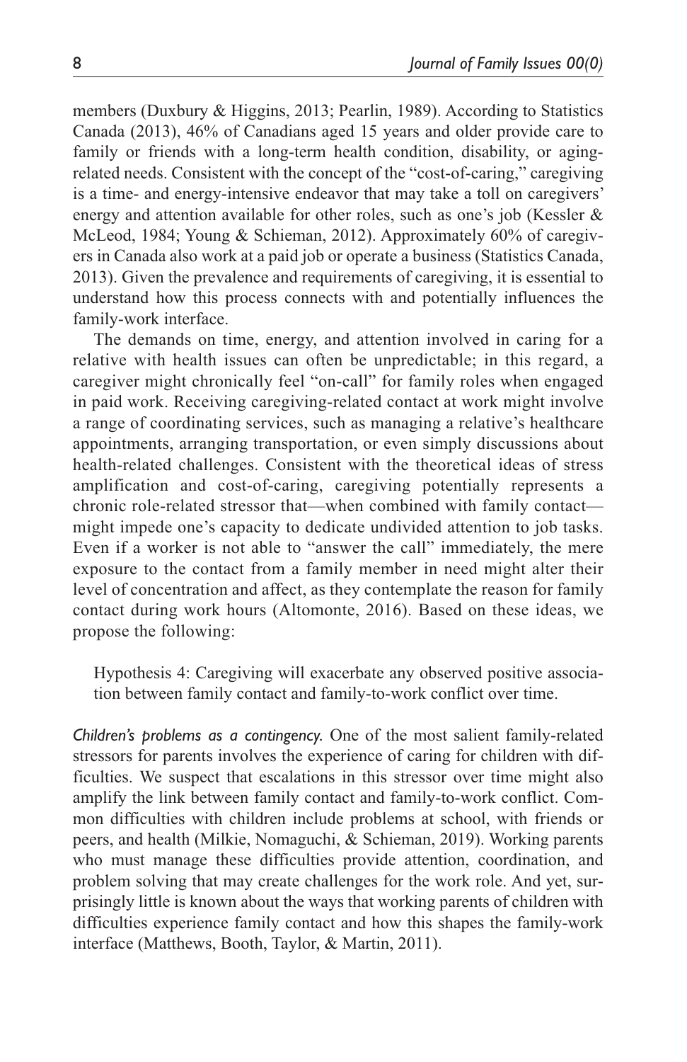members (Duxbury & Higgins, 2013; Pearlin, 1989). According to Statistics Canada (2013), 46% of Canadians aged 15 years and older provide care to family or friends with a long-term health condition, disability, or aging-related needs. Consistent with the concept of the "cost-of-caring," caregiving is a time- and energy-intensive endeavor that may take a toll on caregivers' energy and attention available for other roles, such as one's job (Kessler & McLeod, 1984; Young & Schieman, 2012). Approximately 60% of caregivers in Canada also work at a paid job or operate a business (Statistics Canada, 2013). Given the prevalence and requirements of caregiving, it is essential to understand how this process connects with and potentially influences the family-work interface.

The demands on time, energy, and attention involved in caring for a relative with health issues can often be unpredictable; in this regard, a caregiver might chronically feel "on-call" for family roles when engaged in paid work. Receiving caregiving-related contact at work might involve a range of coordinating services, such as managing a relative's healthcare appointments, arranging transportation, or even simply discussions about health-related challenges. Consistent with the theoretical ideas of stress amplification and cost-of-caring, caregiving potentially represents a chronic role-related stressor that—when combined with family contact—might impede one's capacity to dedicate undivided attention to job tasks. Even if a worker is not able to "answer the call" immediately, the mere exposure to the contact from a family member in need might alter their level of concentration and affect, as they contemplate the reason for family contact during work hours (Altomonte, 2016). Based on these ideas, we propose the following:

> Hypothesis 4: Caregiving will exacerbate any observed positive association between family contact and family-to-work conflict over time.

*Children's problems as a contingency.* One of the most salient family-related stressors for parents involves the experience of caring for children with difficulties. We suspect that escalations in this stressor over time might also amplify the link between family contact and family-to-work conflict. Common difficulties with children include problems at school, with friends or peers, and health (Milkie, Nomaguchi, & Schieman, 2019). Working parents who must manage these difficulties provide attention, coordination, and problem solving that may create challenges for the work role. And yet, surprisingly little is known about the ways that working parents of children with difficulties experience family contact and how this shapes the family-work interface (Matthews, Booth, Taylor, & Martin, 2011).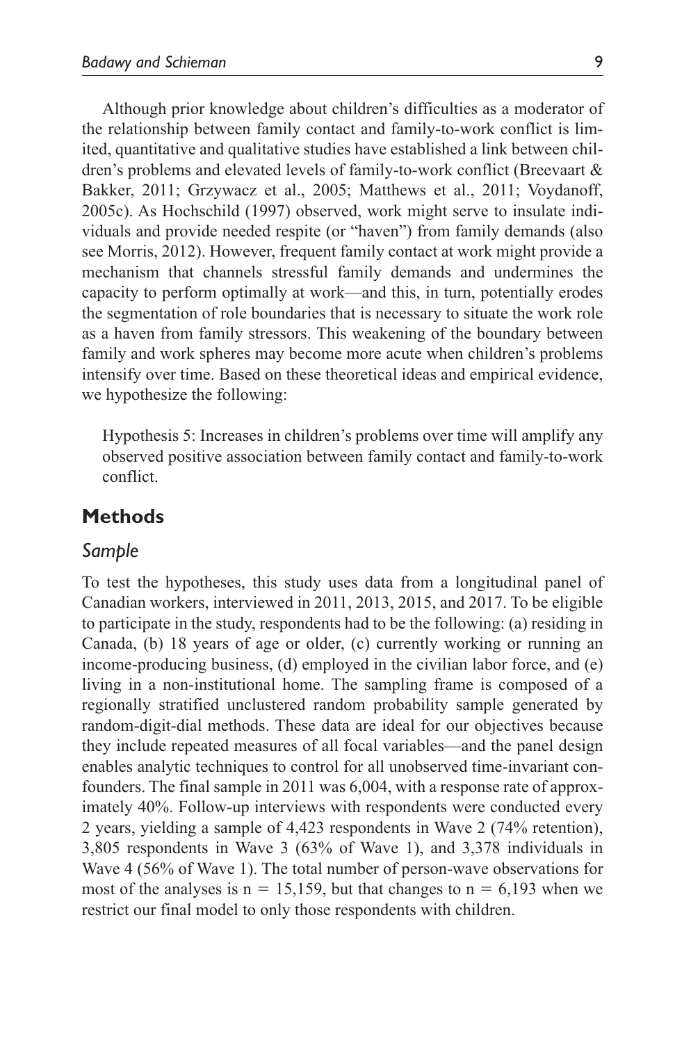Although prior knowledge about children's difficulties as a moderator of the relationship between family contact and family-to-work conflict is limited, quantitative and qualitative studies have established a link between children's problems and elevated levels of family-to-work conflict (Breevaart & Bakker, 2011; Grzywacz et al., 2005; Matthews et al., 2011; Voydanoff, 2005c). As Hochschild (1997) observed, work might serve to insulate individuals and provide needed respite (or "haven") from family demands (also see Morris, 2012). However, frequent family contact at work might provide a mechanism that channels stressful family demands and undermines the capacity to perform optimally at work—and this, in turn, potentially erodes the segmentation of role boundaries that is necessary to situate the work role as a haven from family stressors. This weakening of the boundary between family and work spheres may become more acute when children's problems intensify over time. Based on these theoretical ideas and empirical evidence, we hypothesize the following:

> Hypothesis 5: Increases in children's problems over time will amplify any observed positive association between family contact and family-to-work conflict.

## Methods

### *Sample*

To test the hypotheses, this study uses data from a longitudinal panel of Canadian workers, interviewed in 2011, 2013, 2015, and 2017. To be eligible to participate in the study, respondents had to be the following: (a) residing in Canada, (b) 18 years of age or older, (c) currently working or running an income-producing business, (d) employed in the civilian labor force, and (e) living in a non-institutional home. The sampling frame is composed of a regionally stratified unclustered random probability sample generated by random-digit-dial methods. These data are ideal for our objectives because they include repeated measures of all focal variables—and the panel design enables analytic techniques to control for all unobserved time-invariant confounders. The final sample in 2011 was 6,004, with a response rate of approximately 40%. Follow-up interviews with respondents were conducted every 2 years, yielding a sample of 4,423 respondents in Wave 2 (74% retention), 3,805 respondents in Wave 3 (63% of Wave 1), and 3,378 individuals in Wave 4 (56% of Wave 1). The total number of person-wave observations for most of the analyses is $n = 15,159$, but that changes to $n = 6,193$ when we restrict our final model to only those respondents with children.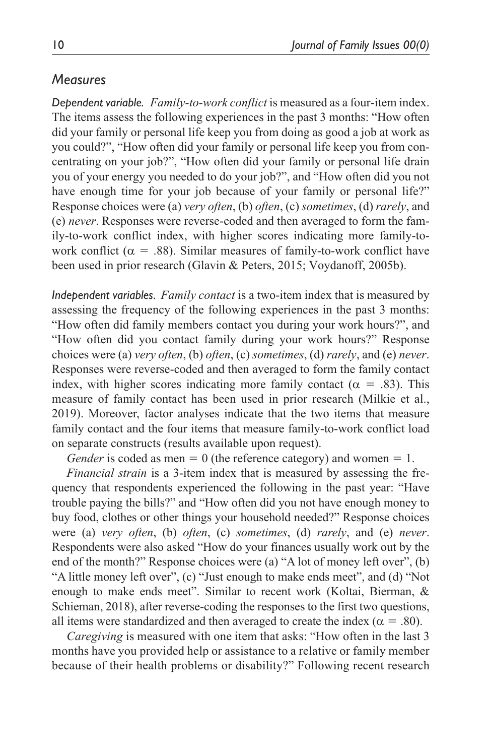## *Measures*

*Dependent variable. Family-to-work conflict* is measured as a four-item index. The items assess the following experiences in the past 3 months: "How often did your family or personal life keep you from doing as good a job at work as you could?", "How often did your family or personal life keep you from concentrating on your job?", "How often did your family or personal life drain you of your energy you needed to do your job?", and "How often did you not have enough time for your job because of your family or personal life?" Response choices were (a) *very often*, (b) *often*, (c) *sometimes*, (d) *rarely*, and (e) *never*. Responses were reverse-coded and then averaged to form the family-to-work conflict index, with higher scores indicating more family-to-work conflict ($\alpha$ = .88). Similar measures of family-to-work conflict have been used in prior research (Glavin & Peters, 2015; Voydanoff, 2005b).

*Independent variables. Family contact* is a two-item index that is measured by assessing the frequency of the following experiences in the past 3 months: "How often did family members contact you during your work hours?", and "How often did you contact family during your work hours?" Response choices were (a) *very often*, (b) *often*, (c) *sometimes*, (d) *rarely*, and (e) *never*. Responses were reverse-coded and then averaged to form the family contact index, with higher scores indicating more family contact ($\alpha$ = .83). This measure of family contact has been used in prior research (Milkie et al., 2019). Moreover, factor analyses indicate that the two items that measure family contact and the four items that measure family-to-work conflict load on separate constructs (results available upon request).

*Gender* is coded as men = 0 (the reference category) and women = 1.

*Financial strain* is a 3-item index that is measured by assessing the frequency that respondents experienced the following in the past year: "Have trouble paying the bills?" and "How often did you not have enough money to buy food, clothes or other things your household needed?" Response choices were (a) *very often*, (b) *often*, (c) *sometimes*, (d) *rarely*, and (e) *never*. Respondents were also asked "How do your finances usually work out by the end of the month?" Response choices were (a) "A lot of money left over", (b) "A little money left over", (c) "Just enough to make ends meet", and (d) "Not enough to make ends meet". Similar to recent work (Koltai, Bierman, & Schieman, 2018), after reverse-coding the responses to the first two questions, all items were standardized and then averaged to create the index ($\alpha$ = .80).

*Caregiving* is measured with one item that asks: "How often in the last 3 months have you provided help or assistance to a relative or family member because of their health problems or disability?" Following recent research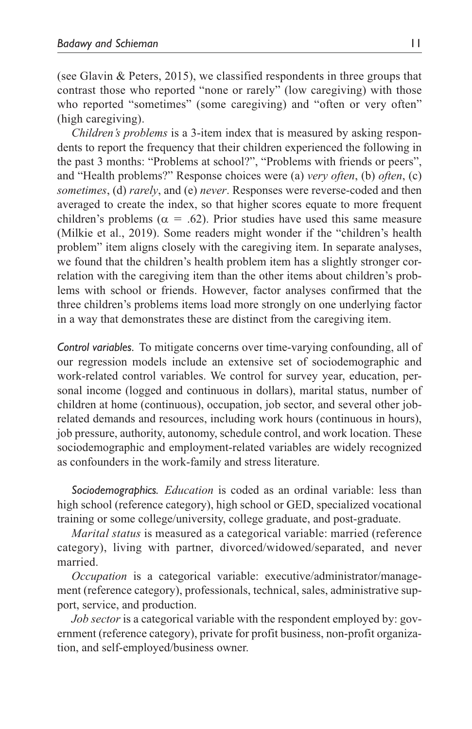(see Glavin & Peters, 2015), we classified respondents in three groups that contrast those who reported "none or rarely" (low caregiving) with those who reported "sometimes" (some caregiving) and "often or very often" (high caregiving).

*Children's problems* is a 3-item index that is measured by asking respondents to report the frequency that their children experienced the following in the past 3 months: "Problems at school?", "Problems with friends or peers", and "Health problems?" Response choices were (a) *very often*, (b) *often*, (c) *sometimes*, (d) *rarely*, and (e) *never*. Responses were reverse-coded and then averaged to create the index, so that higher scores equate to more frequent children's problems ($\alpha = .62$). Prior studies have used this same measure (Milkie et al., 2019). Some readers might wonder if the "children's health problem" item aligns closely with the caregiving item. In separate analyses, we found that the children's health problem item has a slightly stronger correlation with the caregiving item than the other items about children's problems with school or friends. However, factor analyses confirmed that the three children's problems items load more strongly on one underlying factor in a way that demonstrates these are distinct from the caregiving item.

*Control variables.* To mitigate concerns over time-varying confounding, all of our regression models include an extensive set of sociodemographic and work-related control variables. We control for survey year, education, personal income (logged and continuous in dollars), marital status, number of children at home (continuous), occupation, job sector, and several other job-related demands and resources, including work hours (continuous in hours), job pressure, authority, autonomy, schedule control, and work location. These sociodemographic and employment-related variables are widely recognized as confounders in the work-family and stress literature.

*Sociodemographics. Education* is coded as an ordinal variable: less than high school (reference category), high school or GED, specialized vocational training or some college/university, college graduate, and post-graduate.

*Marital status* is measured as a categorical variable: married (reference category), living with partner, divorced/widowed/separated, and never married.

*Occupation* is a categorical variable: executive/administrator/management (reference category), professionals, technical, sales, administrative support, service, and production.

*Job sector* is a categorical variable with the respondent employed by: government (reference category), private for profit business, non-profit organization, and self-employed/business owner.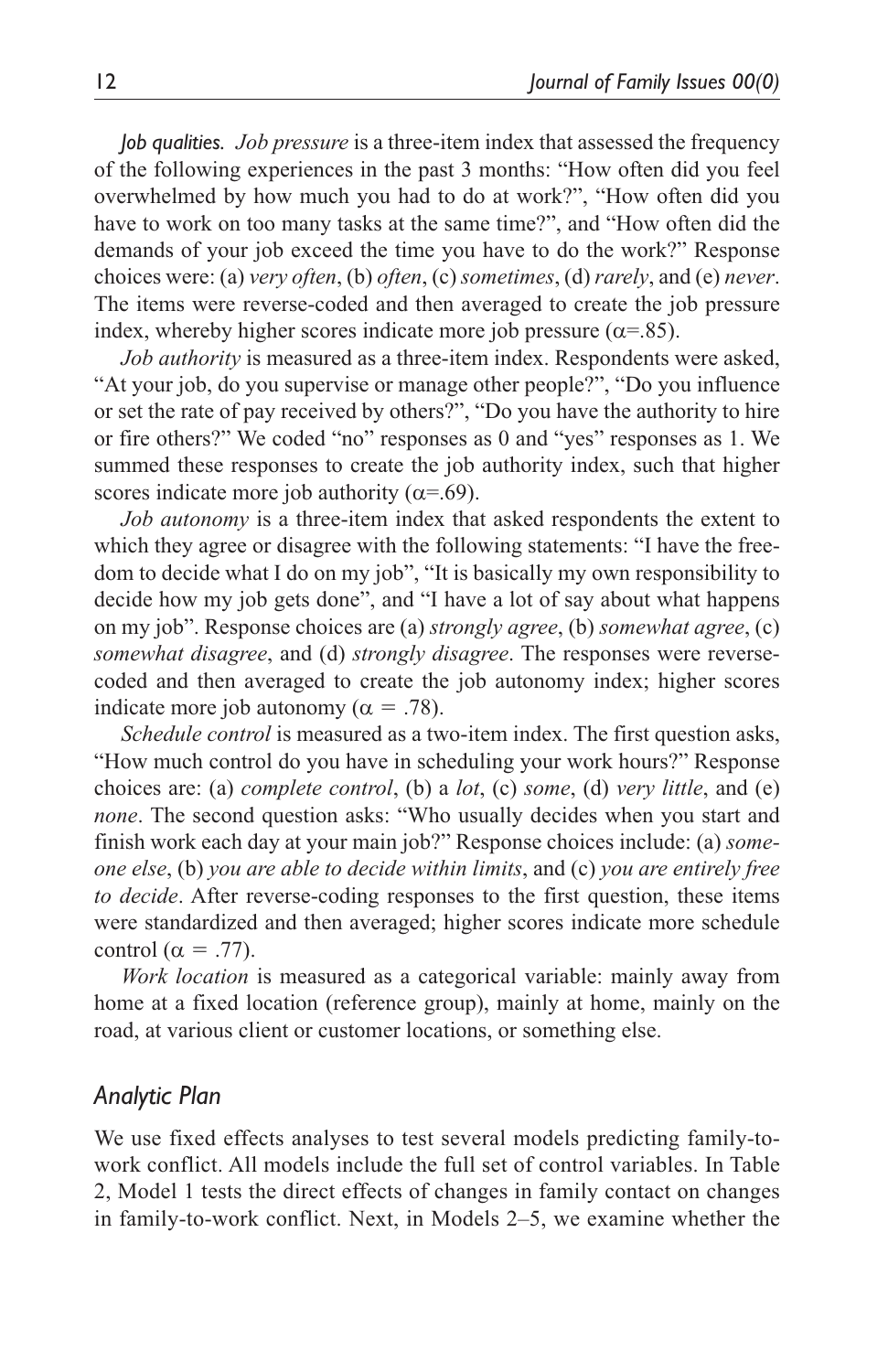*Job qualities. Job pressure* is a three-item index that assessed the frequency of the following experiences in the past 3 months: "How often did you feel overwhelmed by how much you had to do at work?", "How often did you have to work on too many tasks at the same time?", and "How often did the demands of your job exceed the time you have to do the work?" Response choices were: (a) *very often*, (b) *often*, (c) *sometimes*, (d) *rarely*, and (e) *never*. The items were reverse-coded and then averaged to create the job pressure index, whereby higher scores indicate more job pressure ($\alpha$=.85).

*Job authority* is measured as a three-item index. Respondents were asked, "At your job, do you supervise or manage other people?", "Do you influence or set the rate of pay received by others?", "Do you have the authority to hire or fire others?" We coded "no" responses as 0 and "yes" responses as 1. We summed these responses to create the job authority index, such that higher scores indicate more job authority ($\alpha$=.69).

*Job autonomy* is a three-item index that asked respondents the extent to which they agree or disagree with the following statements: "I have the freedom to decide what I do on my job", "It is basically my own responsibility to decide how my job gets done", and "I have a lot of say about what happens on my job". Response choices are (a) *strongly agree*, (b) *somewhat agree*, (c) *somewhat disagree*, and (d) *strongly disagree*. The responses were reverse-coded and then averaged to create the job autonomy index; higher scores indicate more job autonomy ($\alpha$ = .78).

*Schedule control* is measured as a two-item index. The first question asks, "How much control do you have in scheduling your work hours?" Response choices are: (a) *complete control*, (b) a *lot*, (c) *some*, (d) *very little*, and (e) *none*. The second question asks: "Who usually decides when you start and finish work each day at your main job?" Response choices include: (a) *someone else*, (b) *you are able to decide within limits*, and (c) *you are entirely free to decide*. After reverse-coding responses to the first question, these items were standardized and then averaged; higher scores indicate more schedule control ($\alpha$ = .77).

*Work location* is measured as a categorical variable: mainly away from home at a fixed location (reference group), mainly at home, mainly on the road, at various client or customer locations, or something else.

## *Analytic Plan*

We use fixed effects analyses to test several models predicting family-to-work conflict. All models include the full set of control variables. In Table 2, Model 1 tests the direct effects of changes in family contact on changes in family-to-work conflict. Next, in Models 2–5, we examine whether the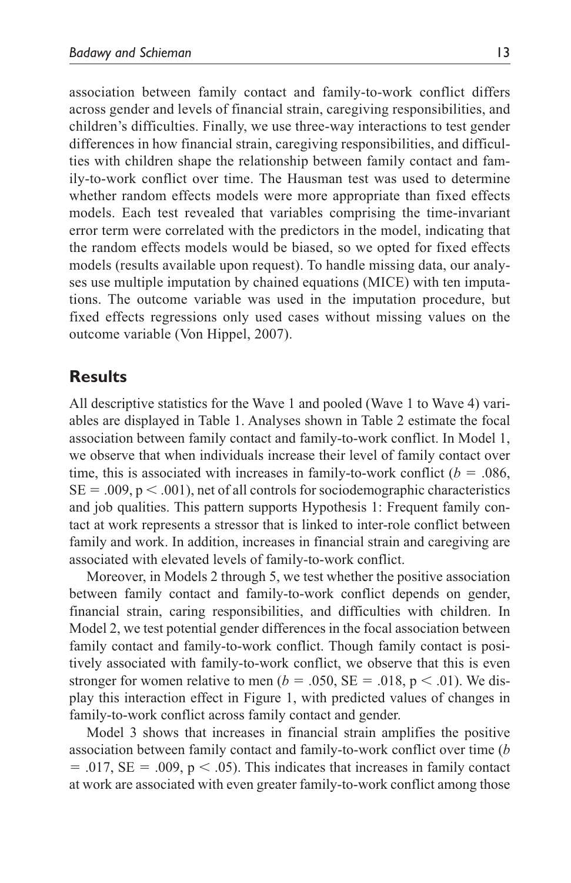association between family contact and family-to-work conflict differs across gender and levels of financial strain, caregiving responsibilities, and children's difficulties. Finally, we use three-way interactions to test gender differences in how financial strain, caregiving responsibilities, and difficulties with children shape the relationship between family contact and family-to-work conflict over time. The Hausman test was used to determine whether random effects models were more appropriate than fixed effects models. Each test revealed that variables comprising the time-invariant error term were correlated with the predictors in the model, indicating that the random effects models would be biased, so we opted for fixed effects models (results available upon request). To handle missing data, our analyses use multiple imputation by chained equations (MICE) with ten imputations. The outcome variable was used in the imputation procedure, but fixed effects regressions only used cases without missing values on the outcome variable (Von Hippel, 2007).

## Results

All descriptive statistics for the Wave 1 and pooled (Wave 1 to Wave 4) variables are displayed in Table 1. Analyses shown in Table 2 estimate the focal association between family contact and family-to-work conflict. In Model 1, we observe that when individuals increase their level of family contact over time, this is associated with increases in family-to-work conflict ($b = .086$, $SE = .009$, $p < .001$), net of all controls for sociodemographic characteristics and job qualities. This pattern supports Hypothesis 1: Frequent family contact at work represents a stressor that is linked to inter-role conflict between family and work. In addition, increases in financial strain and caregiving are associated with elevated levels of family-to-work conflict.

Moreover, in Models 2 through 5, we test whether the positive association between family contact and family-to-work conflict depends on gender, financial strain, caring responsibilities, and difficulties with children. In Model 2, we test potential gender differences in the focal association between family contact and family-to-work conflict. Though family contact is positively associated with family-to-work conflict, we observe that this is even stronger for women relative to men ($b = .050$, $SE = .018$, $p < .01$). We display this interaction effect in Figure 1, with predicted values of changes in family-to-work conflict across family contact and gender.

Model 3 shows that increases in financial strain amplifies the positive association between family contact and family-to-work conflict over time ($b = .017$, $SE = .009$, $p < .05$). This indicates that increases in family contact at work are associated with even greater family-to-work conflict among those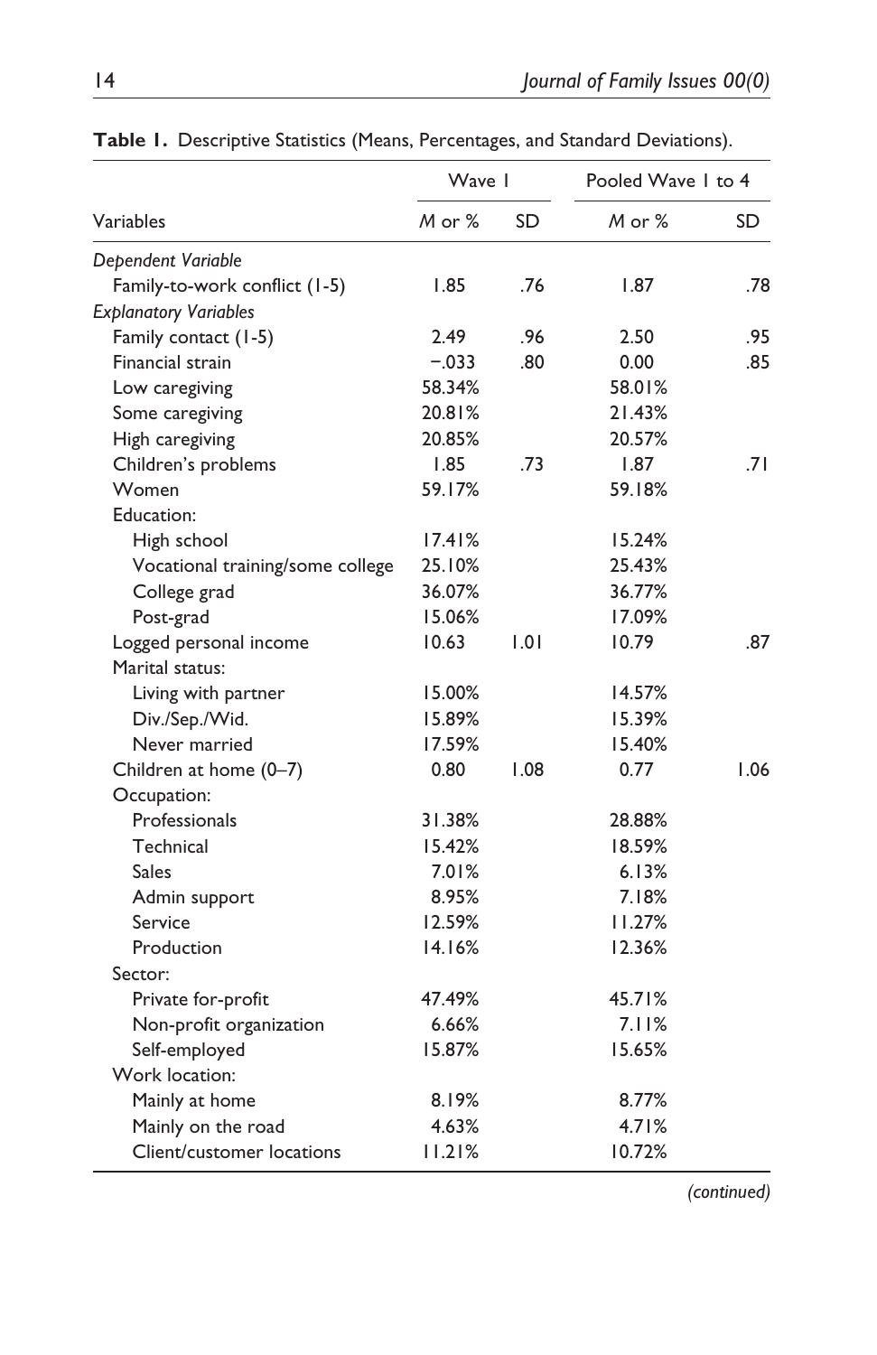**Table 1.** Descriptive Statistics (Means, Percentages, and Standard Deviations).

| | Wave 1 | | Pooled Wave 1 to 4 | |
|---|---|---|---|---|
| Variables | *M* or % | SD | *M* or % | SD |
| *Dependent Variable* | | | | |
| Family-to-work conflict (1-5) | 1.85 | .76 | 1.87 | .78 |
| *Explanatory Variables* | | | | |
| Family contact (1-5) | 2.49 | .96 | 2.50 | .95 |
| Financial strain | −.033 | .80 | 0.00 | .85 |
| Low caregiving | 58.34% | | 58.01% | |
| Some caregiving | 20.81% | | 21.43% | |
| High caregiving | 20.85% | | 20.57% | |
| Children's problems | 1.85 | .73 | 1.87 | .71 |
| Women | 59.17% | | 59.18% | |
| Education: | | | | |
| High school | 17.41% | | 15.24% | |
| Vocational training/some college | 25.10% | | 25.43% | |
| College grad | 36.07% | | 36.77% | |
| Post-grad | 15.06% | | 17.09% | |
| Logged personal income | 10.63 | 1.01 | 10.79 | .87 |
| Marital status: | | | | |
| Living with partner | 15.00% | | 14.57% | |
| Div./Sep./Wid. | 15.89% | | 15.39% | |
| Never married | 17.59% | | 15.40% | |
| Children at home (0–7) | 0.80 | 1.08 | 0.77 | 1.06 |
| Occupation: | | | | |
| Professionals | 31.38% | | 28.88% | |
| Technical | 15.42% | | 18.59% | |
| Sales | 7.01% | | 6.13% | |
| Admin support | 8.95% | | 7.18% | |
| Service | 12.59% | | 11.27% | |
| Production | 14.16% | | 12.36% | |
| Sector: | | | | |
| Private for-profit | 47.49% | | 45.71% | |
| Non-profit organization | 6.66% | | 7.11% | |
| Self-employed | 15.87% | | 15.65% | |
| Work location: | | | | |
| Mainly at home | 8.19% | | 8.77% | |
| Mainly on the road | 4.63% | | 4.71% | |
| Client/customer locations | 11.21% | | 10.72% | |

*(continued)*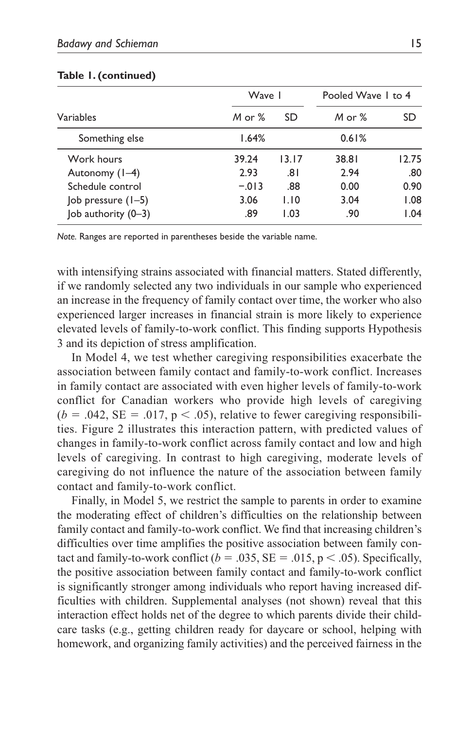**Table 1. (continued)**

| | Wave 1 | | Pooled Wave 1 to 4 | |
|---|---|---|---|---|
| Variables | *M* or % | SD | *M* or % | SD |
| Something else | 1.64% | | 0.61% | |
| Work hours | 39.24 | 13.17 | 38.81 | 12.75 |
| Autonomy (1–4) | 2.93 | .81 | 2.94 | .80 |
| Schedule control | −.013 | .88 | 0.00 | 0.90 |
| Job pressure (1–5) | 3.06 | 1.10 | 3.04 | 1.08 |
| Job authority (0–3) | .89 | 1.03 | .90 | 1.04 |

*Note.* Ranges are reported in parentheses beside the variable name.

with intensifying strains associated with financial matters. Stated differently, if we randomly selected any two individuals in our sample who experienced an increase in the frequency of family contact over time, the worker who also experienced larger increases in financial strain is more likely to experience elevated levels of family-to-work conflict. This finding supports Hypothesis 3 and its depiction of stress amplification.

In Model 4, we test whether caregiving responsibilities exacerbate the association between family contact and family-to-work conflict. Increases in family contact are associated with even higher levels of family-to-work conflict for Canadian workers who provide high levels of caregiving ($b$ = .042, SE = .017, $p < .05$), relative to fewer caregiving responsibilities. Figure 2 illustrates this interaction pattern, with predicted values of changes in family-to-work conflict across family contact and low and high levels of caregiving. In contrast to high caregiving, moderate levels of caregiving do not influence the nature of the association between family contact and family-to-work conflict.

Finally, in Model 5, we restrict the sample to parents in order to examine the moderating effect of children's difficulties on the relationship between family contact and family-to-work conflict. We find that increasing children's difficulties over time amplifies the positive association between family contact and family-to-work conflict ($b$ = .035, SE = .015, $p < .05$). Specifically, the positive association between family contact and family-to-work conflict is significantly stronger among individuals who report having increased difficulties with children. Supplemental analyses (not shown) reveal that this interaction effect holds net of the degree to which parents divide their child-care tasks (e.g., getting children ready for daycare or school, helping with homework, and organizing family activities) and the perceived fairness in the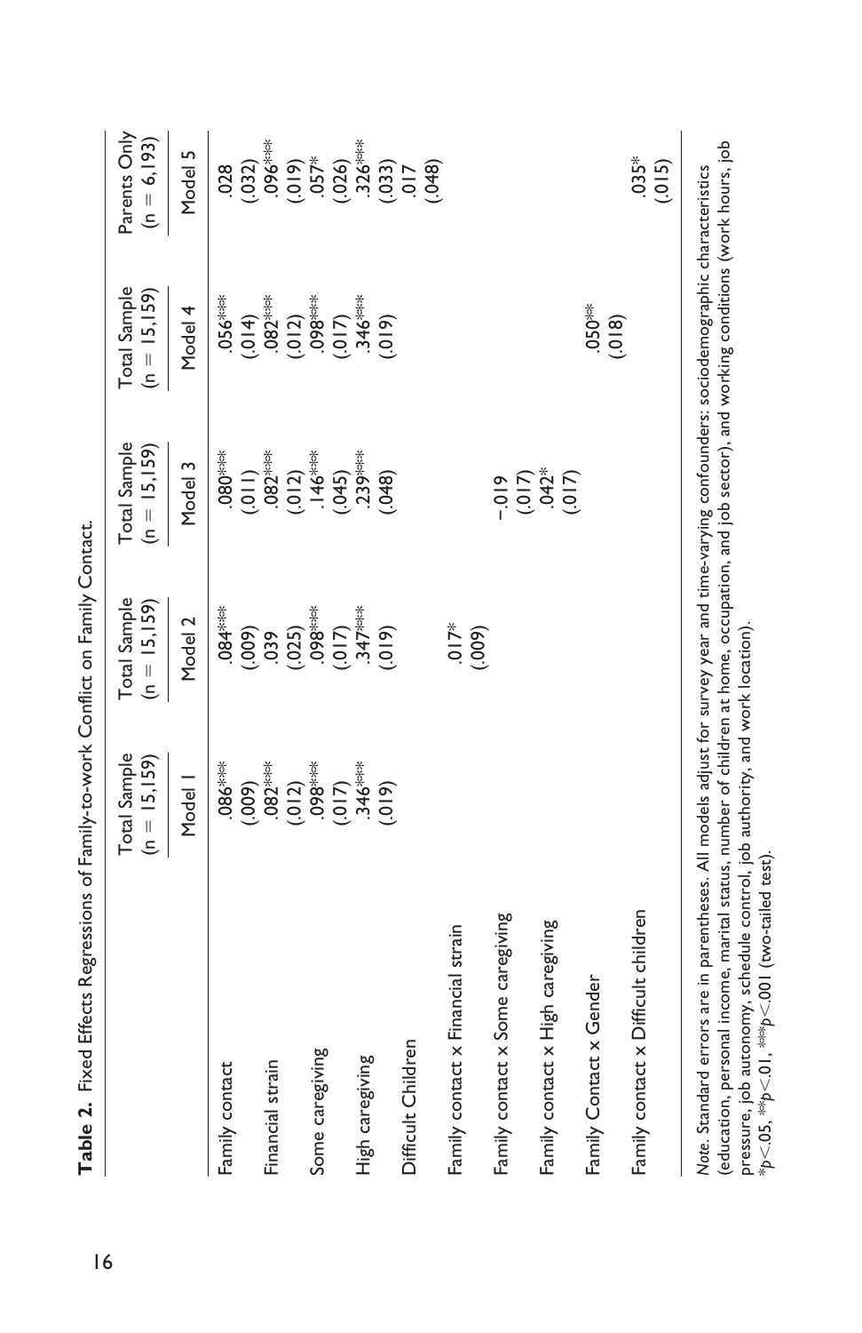**Table 2.** Fixed Effects Regressions of Family-to-work Conflict on Family Contact.

| | Total Sample (n = 15,159) | Total Sample (n = 15,159) | Total Sample (n = 15,159) | Total Sample (n = 15,159) | Parents Only (n = 6,193) |
|---|---|---|---|---|---|
| | Model 1 | Model 2 | Model 3 | Model 4 | Model 5 |
| Family contact | .086*** | .084*** | .080*** | .056*** | .028 |
| | (.009) | (.009) | (.011) | (.014) | (.032) |
| Financial strain | .082*** | .039 | .082*** | .082*** | .096*** |
| | (.012) | (.025) | (.012) | (.012) | (.019) |
| Some caregiving | .098*** | .098*** | .146*** | .098*** | .057* |
| | (.017) | (.017) | (.045) | (.017) | (.026) |
| High caregiving | .346*** | .347*** | .239*** | .346*** | .326*** |
| | (.019) | (.019) | (.048) | (.019) | (.033) |
| Difficult Children | | | | | .017 |
| | | | | | (.048) |
| Family contact x Financial strain | | .017* | | | |
| | | (.009) | | | |
| Family contact x Some caregiving | | | –.019 | | |
| | | | (.017) | | |
| Family contact x High caregiving | | | .042* | | |
| | | | (.017) | | |
| Family Contact x Gender | | | | .050** | |
| | | | | (.018) | |
| Family contact x Difficult children | | | | | .035* |
| | | | | | (.015) |

*Note*. Standard errors are in parentheses. All models adjust for survey year and time-varying confounders: sociodemographic characteristics (education, personal income, marital status, number of children at home, occupation, and job sector), and working conditions (work hours, job pressure, job autonomy, schedule control, job authority, and work location).
*$p<.05$, **$p<.01$, ***$p<.001$ (two-tailed test).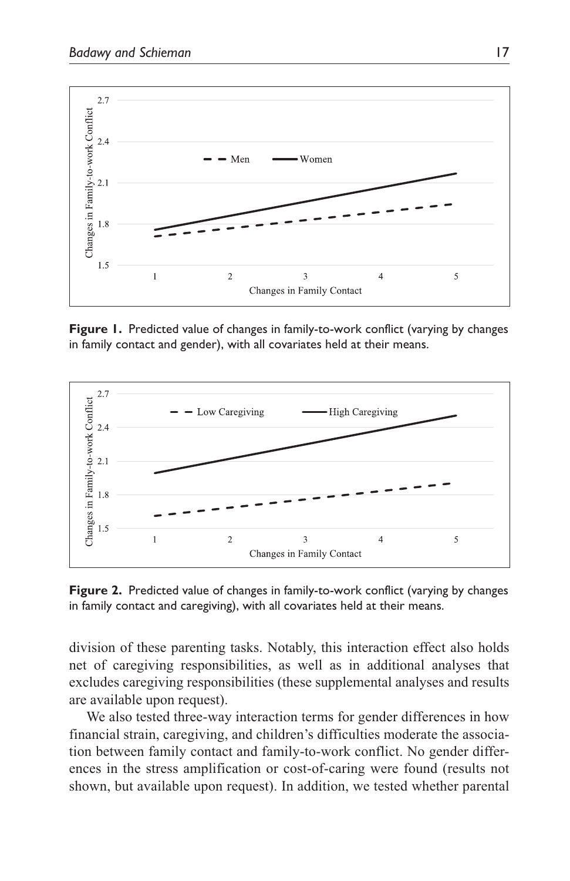**Figure 1.** Predicted value of changes in family-to-work conflict (varying by changes in family contact and gender), with all covariates held at their means.

**Figure 2.** Predicted value of changes in family-to-work conflict (varying by changes in family contact and caregiving), with all covariates held at their means.

division of these parenting tasks. Notably, this interaction effect also holds net of caregiving responsibilities, as well as in additional analyses that excludes caregiving responsibilities (these supplemental analyses and results are available upon request).

We also tested three-way interaction terms for gender differences in how financial strain, caregiving, and children's difficulties moderate the association between family contact and family-to-work conflict. No gender differences in the stress amplification or cost-of-caring were found (results not shown, but available upon request). In addition, we tested whether parental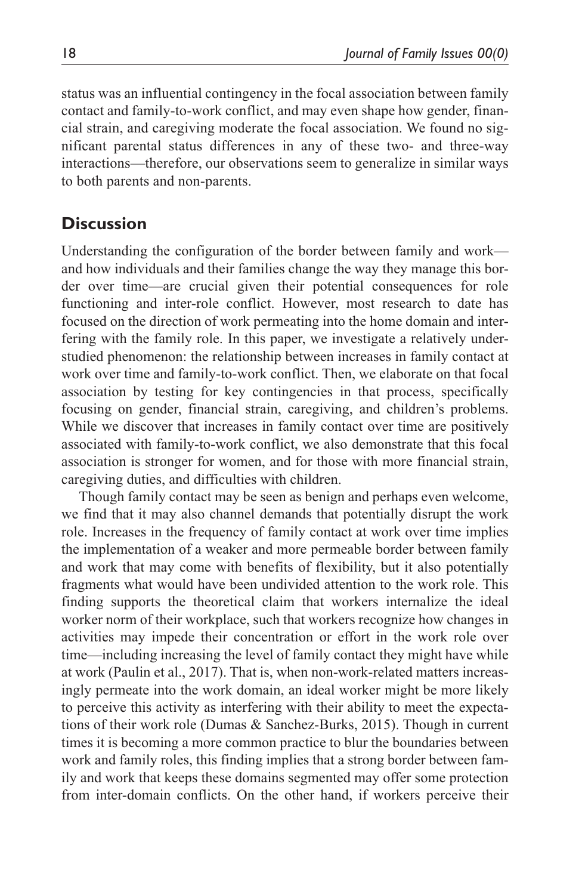status was an influential contingency in the focal association between family contact and family-to-work conflict, and may even shape how gender, financial strain, and caregiving moderate the focal association. We found no significant parental status differences in any of these two- and three-way interactions—therefore, our observations seem to generalize in similar ways to both parents and non-parents.

## Discussion

Understanding the configuration of the border between family and work—and how individuals and their families change the way they manage this border over time—are crucial given their potential consequences for role functioning and inter-role conflict. However, most research to date has focused on the direction of work permeating into the home domain and interfering with the family role. In this paper, we investigate a relatively understudied phenomenon: the relationship between increases in family contact at work over time and family-to-work conflict. Then, we elaborate on that focal association by testing for key contingencies in that process, specifically focusing on gender, financial strain, caregiving, and children's problems. While we discover that increases in family contact over time are positively associated with family-to-work conflict, we also demonstrate that this focal association is stronger for women, and for those with more financial strain, caregiving duties, and difficulties with children.

Though family contact may be seen as benign and perhaps even welcome, we find that it may also channel demands that potentially disrupt the work role. Increases in the frequency of family contact at work over time implies the implementation of a weaker and more permeable border between family and work that may come with benefits of flexibility, but it also potentially fragments what would have been undivided attention to the work role. This finding supports the theoretical claim that workers internalize the ideal worker norm of their workplace, such that workers recognize how changes in activities may impede their concentration or effort in the work role over time—including increasing the level of family contact they might have while at work (Paulin et al., 2017). That is, when non-work-related matters increasingly permeate into the work domain, an ideal worker might be more likely to perceive this activity as interfering with their ability to meet the expectations of their work role (Dumas & Sanchez-Burks, 2015). Though in current times it is becoming a more common practice to blur the boundaries between work and family roles, this finding implies that a strong border between family and work that keeps these domains segmented may offer some protection from inter-domain conflicts. On the other hand, if workers perceive their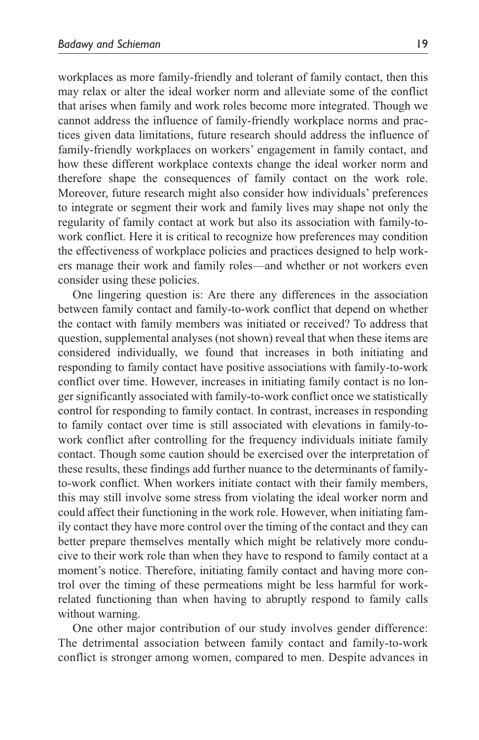workplaces as more family-friendly and tolerant of family contact, then this may relax or alter the ideal worker norm and alleviate some of the conflict that arises when family and work roles become more integrated. Though we cannot address the influence of family-friendly workplace norms and practices given data limitations, future research should address the influence of family-friendly workplaces on workers' engagement in family contact, and how these different workplace contexts change the ideal worker norm and therefore shape the consequences of family contact on the work role. Moreover, future research might also consider how individuals' preferences to integrate or segment their work and family lives may shape not only the regularity of family contact at work but also its association with family-to-work conflict. Here it is critical to recognize how preferences may condition the effectiveness of workplace policies and practices designed to help workers manage their work and family roles—and whether or not workers even consider using these policies.

One lingering question is: Are there any differences in the association between family contact and family-to-work conflict that depend on whether the contact with family members was initiated or received? To address that question, supplemental analyses (not shown) reveal that when these items are considered individually, we found that increases in both initiating and responding to family contact have positive associations with family-to-work conflict over time. However, increases in initiating family contact is no longer significantly associated with family-to-work conflict once we statistically control for responding to family contact. In contrast, increases in responding to family contact over time is still associated with elevations in family-to-work conflict after controlling for the frequency individuals initiate family contact. Though some caution should be exercised over the interpretation of these results, these findings add further nuance to the determinants of family-to-work conflict. When workers initiate contact with their family members, this may still involve some stress from violating the ideal worker norm and could affect their functioning in the work role. However, when initiating family contact they have more control over the timing of the contact and they can better prepare themselves mentally which might be relatively more conducive to their work role than when they have to respond to family contact at a moment's notice. Therefore, initiating family contact and having more control over the timing of these permeations might be less harmful for work-related functioning than when having to abruptly respond to family calls without warning.

One other major contribution of our study involves gender difference: The detrimental association between family contact and family-to-work conflict is stronger among women, compared to men. Despite advances in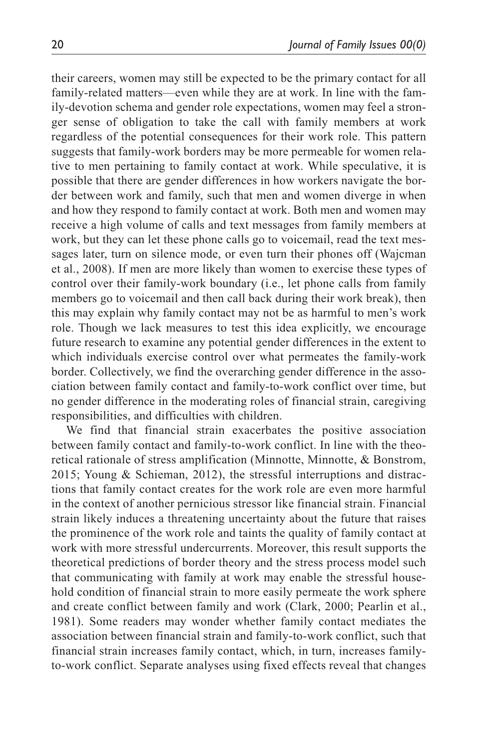their careers, women may still be expected to be the primary contact for all family-related matters—even while they are at work. In line with the family-devotion schema and gender role expectations, women may feel a stronger sense of obligation to take the call with family members at work regardless of the potential consequences for their work role. This pattern suggests that family-work borders may be more permeable for women relative to men pertaining to family contact at work. While speculative, it is possible that there are gender differences in how workers navigate the border between work and family, such that men and women diverge in when and how they respond to family contact at work. Both men and women may receive a high volume of calls and text messages from family members at work, but they can let these phone calls go to voicemail, read the text messages later, turn on silence mode, or even turn their phones off (Wajcman et al., 2008). If men are more likely than women to exercise these types of control over their family-work boundary (i.e., let phone calls from family members go to voicemail and then call back during their work break), then this may explain why family contact may not be as harmful to men's work role. Though we lack measures to test this idea explicitly, we encourage future research to examine any potential gender differences in the extent to which individuals exercise control over what permeates the family-work border. Collectively, we find the overarching gender difference in the association between family contact and family-to-work conflict over time, but no gender difference in the moderating roles of financial strain, caregiving responsibilities, and difficulties with children.

We find that financial strain exacerbates the positive association between family contact and family-to-work conflict. In line with the theoretical rationale of stress amplification (Minnotte, Minnotte, & Bonstrom, 2015; Young & Schieman, 2012), the stressful interruptions and distractions that family contact creates for the work role are even more harmful in the context of another pernicious stressor like financial strain. Financial strain likely induces a threatening uncertainty about the future that raises the prominence of the work role and taints the quality of family contact at work with more stressful undercurrents. Moreover, this result supports the theoretical predictions of border theory and the stress process model such that communicating with family at work may enable the stressful household condition of financial strain to more easily permeate the work sphere and create conflict between family and work (Clark, 2000; Pearlin et al., 1981). Some readers may wonder whether family contact mediates the association between financial strain and family-to-work conflict, such that financial strain increases family contact, which, in turn, increases family-to-work conflict. Separate analyses using fixed effects reveal that changes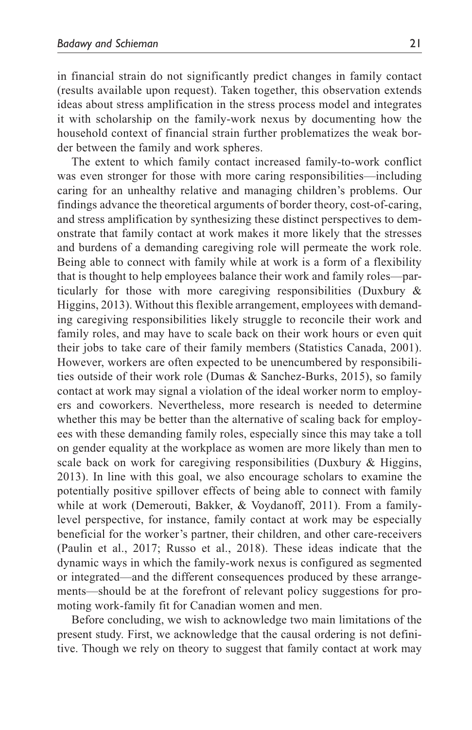in financial strain do not significantly predict changes in family contact (results available upon request). Taken together, this observation extends ideas about stress amplification in the stress process model and integrates it with scholarship on the family-work nexus by documenting how the household context of financial strain further problematizes the weak border between the family and work spheres.

The extent to which family contact increased family-to-work conflict was even stronger for those with more caring responsibilities—including caring for an unhealthy relative and managing children's problems. Our findings advance the theoretical arguments of border theory, cost-of-caring, and stress amplification by synthesizing these distinct perspectives to demonstrate that family contact at work makes it more likely that the stresses and burdens of a demanding caregiving role will permeate the work role. Being able to connect with family while at work is a form of a flexibility that is thought to help employees balance their work and family roles—particularly for those with more caregiving responsibilities (Duxbury & Higgins, 2013). Without this flexible arrangement, employees with demanding caregiving responsibilities likely struggle to reconcile their work and family roles, and may have to scale back on their work hours or even quit their jobs to take care of their family members (Statistics Canada, 2001). However, workers are often expected to be unencumbered by responsibilities outside of their work role (Dumas & Sanchez-Burks, 2015), so family contact at work may signal a violation of the ideal worker norm to employers and coworkers. Nevertheless, more research is needed to determine whether this may be better than the alternative of scaling back for employees with these demanding family roles, especially since this may take a toll on gender equality at the workplace as women are more likely than men to scale back on work for caregiving responsibilities (Duxbury & Higgins, 2013). In line with this goal, we also encourage scholars to examine the potentially positive spillover effects of being able to connect with family while at work (Demerouti, Bakker, & Voydanoff, 2011). From a family-level perspective, for instance, family contact at work may be especially beneficial for the worker's partner, their children, and other care-receivers (Paulin et al., 2017; Russo et al., 2018). These ideas indicate that the dynamic ways in which the family-work nexus is configured as segmented or integrated—and the different consequences produced by these arrangements—should be at the forefront of relevant policy suggestions for promoting work-family fit for Canadian women and men.

Before concluding, we wish to acknowledge two main limitations of the present study. First, we acknowledge that the causal ordering is not definitive. Though we rely on theory to suggest that family contact at work may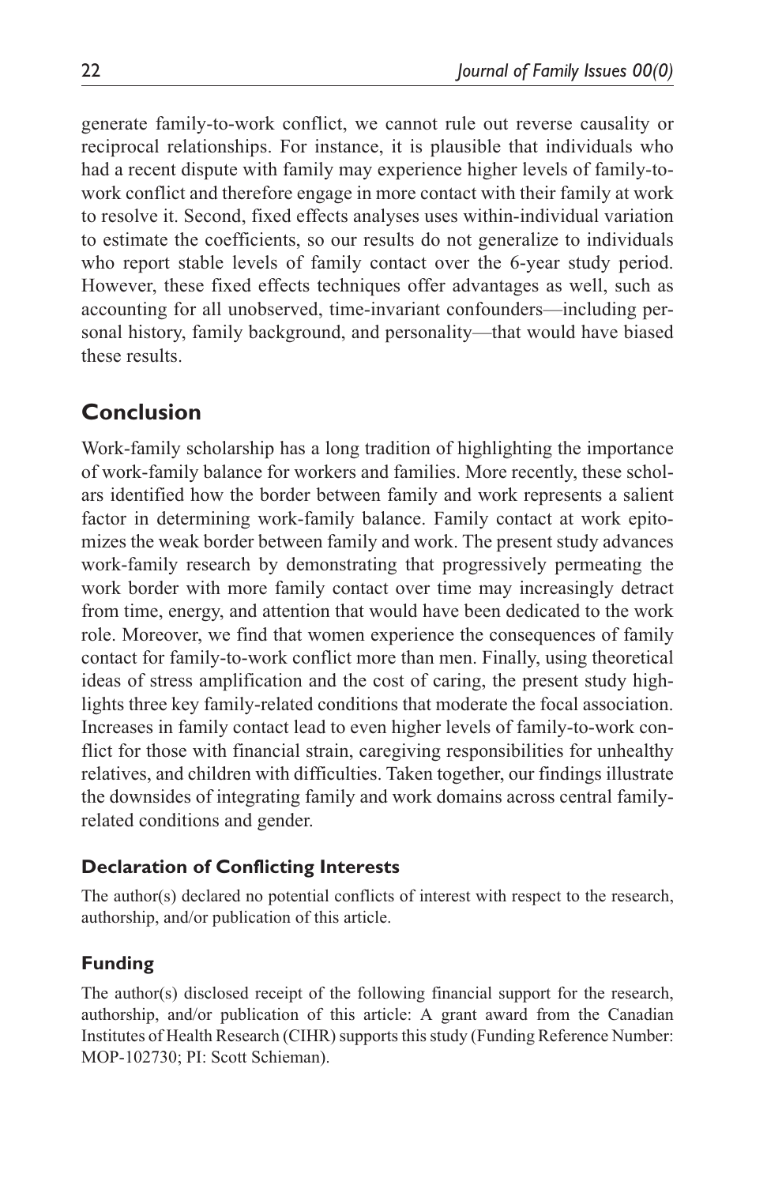generate family-to-work conflict, we cannot rule out reverse causality or reciprocal relationships. For instance, it is plausible that individuals who had a recent dispute with family may experience higher levels of family-to-work conflict and therefore engage in more contact with their family at work to resolve it. Second, fixed effects analyses uses within-individual variation to estimate the coefficients, so our results do not generalize to individuals who report stable levels of family contact over the 6-year study period. However, these fixed effects techniques offer advantages as well, such as accounting for all unobserved, time-invariant confounders—including personal history, family background, and personality—that would have biased these results.

## Conclusion

Work-family scholarship has a long tradition of highlighting the importance of work-family balance for workers and families. More recently, these scholars identified how the border between family and work represents a salient factor in determining work-family balance. Family contact at work epitomizes the weak border between family and work. The present study advances work-family research by demonstrating that progressively permeating the work border with more family contact over time may increasingly detract from time, energy, and attention that would have been dedicated to the work role. Moreover, we find that women experience the consequences of family contact for family-to-work conflict more than men. Finally, using theoretical ideas of stress amplification and the cost of caring, the present study highlights three key family-related conditions that moderate the focal association. Increases in family contact lead to even higher levels of family-to-work conflict for those with financial strain, caregiving responsibilities for unhealthy relatives, and children with difficulties. Taken together, our findings illustrate the downsides of integrating family and work domains across central family-related conditions and gender.

### Declaration of Conflicting Interests

The author(s) declared no potential conflicts of interest with respect to the research, authorship, and/or publication of this article.

### Funding

The author(s) disclosed receipt of the following financial support for the research, authorship, and/or publication of this article: A grant award from the Canadian Institutes of Health Research (CIHR) supports this study (Funding Reference Number: MOP-102730; PI: Scott Schieman).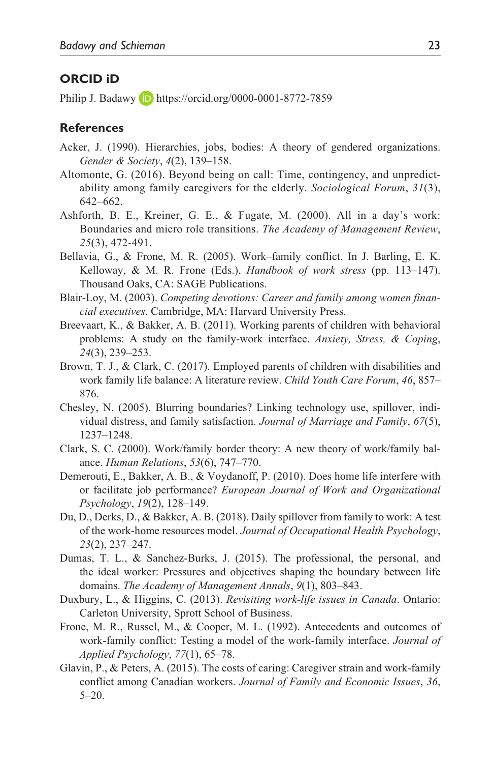## ORCID iD

Philip J. Badawy https://orcid.org/0000-0001-8772-7859

## References

Acker, J. (1990). Hierarchies, jobs, bodies: A theory of gendered organizations. *Gender & Society*, *4*(2), 139–158.

Altomonte, G. (2016). Beyond being on call: Time, contingency, and unpredictability among family caregivers for the elderly. *Sociological Forum*, *31*(3), 642–662.

Ashforth, B. E., Kreiner, G. E., & Fugate, M. (2000). All in a day's work: Boundaries and micro role transitions. *The Academy of Management Review*, *25*(3), 472-491.

Bellavia, G., & Frone, M. R. (2005). Work–family conflict. In J. Barling, E. K. Kelloway, & M. R. Frone (Eds.), *Handbook of work stress* (pp. 113–147). Thousand Oaks, CA: SAGE Publications.

Blair-Loy, M. (2003). *Competing devotions: Career and family among women financial executives*. Cambridge, MA: Harvard University Press.

Breevaart, K., & Bakker, A. B. (2011). Working parents of children with behavioral problems: A study on the family-work interface. *Anxiety, Stress, & Coping*, *24*(3), 239–253.

Brown, T. J., & Clark, C. (2017). Employed parents of children with disabilities and work family life balance: A literature review. *Child Youth Care Forum*, *46*, 857–876.

Chesley, N. (2005). Blurring boundaries? Linking technology use, spillover, individual distress, and family satisfaction. *Journal of Marriage and Family*, *67*(5), 1237–1248.

Clark, S. C. (2000). Work/family border theory: A new theory of work/family balance. *Human Relations*, *53*(6), 747–770.

Demerouti, E., Bakker, A. B., & Voydanoff, P. (2010). Does home life interfere with or facilitate job performance? *European Journal of Work and Organizational Psychology*, *19*(2), 128–149.

Du, D., Derks, D., & Bakker, A. B. (2018). Daily spillover from family to work: A test of the work-home resources model. *Journal of Occupational Health Psychology*, *23*(2), 237–247.

Dumas, T. L., & Sanchez-Burks, J. (2015). The professional, the personal, and the ideal worker: Pressures and objectives shaping the boundary between life domains. *The Academy of Management Annals*, *9*(1), 803–843.

Duxbury, L., & Higgins, C. (2013). *Revisiting work-life issues in Canada*. Ontario: Carleton University, Sprott School of Business.

Frone, M. R., Russel, M., & Cooper, M. L. (1992). Antecedents and outcomes of work-family conflict: Testing a model of the work-family interface. *Journal of Applied Psychology*, *77*(1), 65–78.

Glavin, P., & Peters, A. (2015). The costs of caring: Caregiver strain and work-family conflict among Canadian workers. *Journal of Family and Economic Issues*, *36*, 5–20.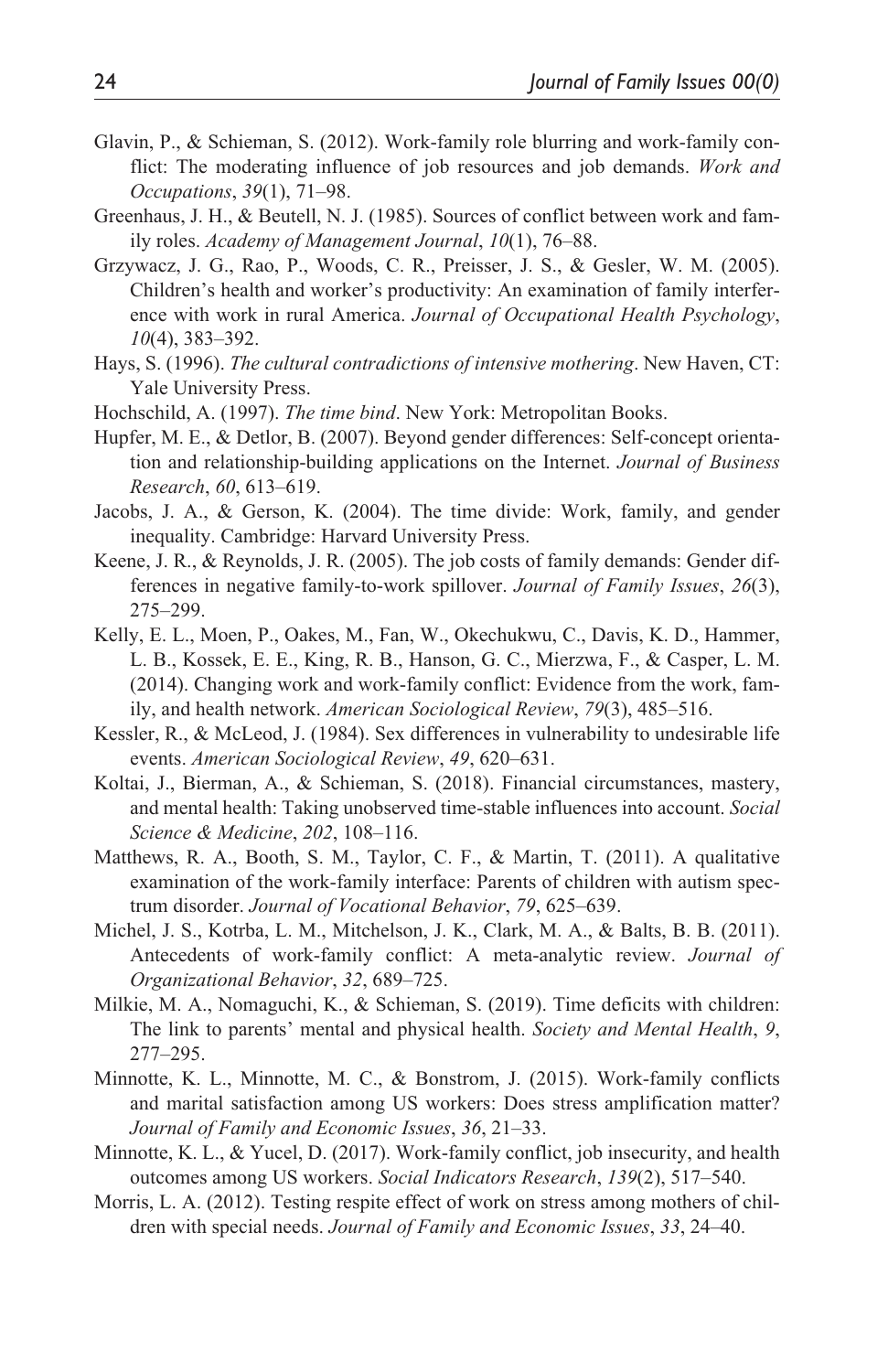Glavin, P., & Schieman, S. (2012). Work-family role blurring and work-family conflict: The moderating influence of job resources and job demands. *Work and Occupations*, *39*(1), 71–98.

Greenhaus, J. H., & Beutell, N. J. (1985). Sources of conflict between work and family roles. *Academy of Management Journal*, *10*(1), 76–88.

Grzywacz, J. G., Rao, P., Woods, C. R., Preisser, J. S., & Gesler, W. M. (2005). Children's health and worker's productivity: An examination of family interference with work in rural America. *Journal of Occupational Health Psychology*, *10*(4), 383–392.

Hays, S. (1996). *The cultural contradictions of intensive mothering*. New Haven, CT: Yale University Press.

Hochschild, A. (1997). *The time bind*. New York: Metropolitan Books.

Hupfer, M. E., & Detlor, B. (2007). Beyond gender differences: Self-concept orientation and relationship-building applications on the Internet. *Journal of Business Research*, *60*, 613–619.

Jacobs, J. A., & Gerson, K. (2004). The time divide: Work, family, and gender inequality. Cambridge: Harvard University Press.

Keene, J. R., & Reynolds, J. R. (2005). The job costs of family demands: Gender differences in negative family-to-work spillover. *Journal of Family Issues*, *26*(3), 275–299.

Kelly, E. L., Moen, P., Oakes, M., Fan, W., Okechukwu, C., Davis, K. D., Hammer, L. B., Kossek, E. E., King, R. B., Hanson, G. C., Mierzwa, F., & Casper, L. M. (2014). Changing work and work-family conflict: Evidence from the work, family, and health network. *American Sociological Review*, *79*(3), 485–516.

Kessler, R., & McLeod, J. (1984). Sex differences in vulnerability to undesirable life events. *American Sociological Review*, *49*, 620–631.

Koltai, J., Bierman, A., & Schieman, S. (2018). Financial circumstances, mastery, and mental health: Taking unobserved time-stable influences into account. *Social Science & Medicine*, *202*, 108–116.

Matthews, R. A., Booth, S. M., Taylor, C. F., & Martin, T. (2011). A qualitative examination of the work-family interface: Parents of children with autism spectrum disorder. *Journal of Vocational Behavior*, *79*, 625–639.

Michel, J. S., Kotrba, L. M., Mitchelson, J. K., Clark, M. A., & Balts, B. B. (2011). Antecedents of work-family conflict: A meta-analytic review. *Journal of Organizational Behavior*, *32*, 689–725.

Milkie, M. A., Nomaguchi, K., & Schieman, S. (2019). Time deficits with children: The link to parents' mental and physical health. *Society and Mental Health*, *9*, 277–295.

Minnotte, K. L., Minnotte, M. C., & Bonstrom, J. (2015). Work-family conflicts and marital satisfaction among US workers: Does stress amplification matter? *Journal of Family and Economic Issues*, *36*, 21–33.

Minnotte, K. L., & Yucel, D. (2017). Work-family conflict, job insecurity, and health outcomes among US workers. *Social Indicators Research*, *139*(2), 517–540.

Morris, L. A. (2012). Testing respite effect of work on stress among mothers of children with special needs. *Journal of Family and Economic Issues*, *33*, 24–40.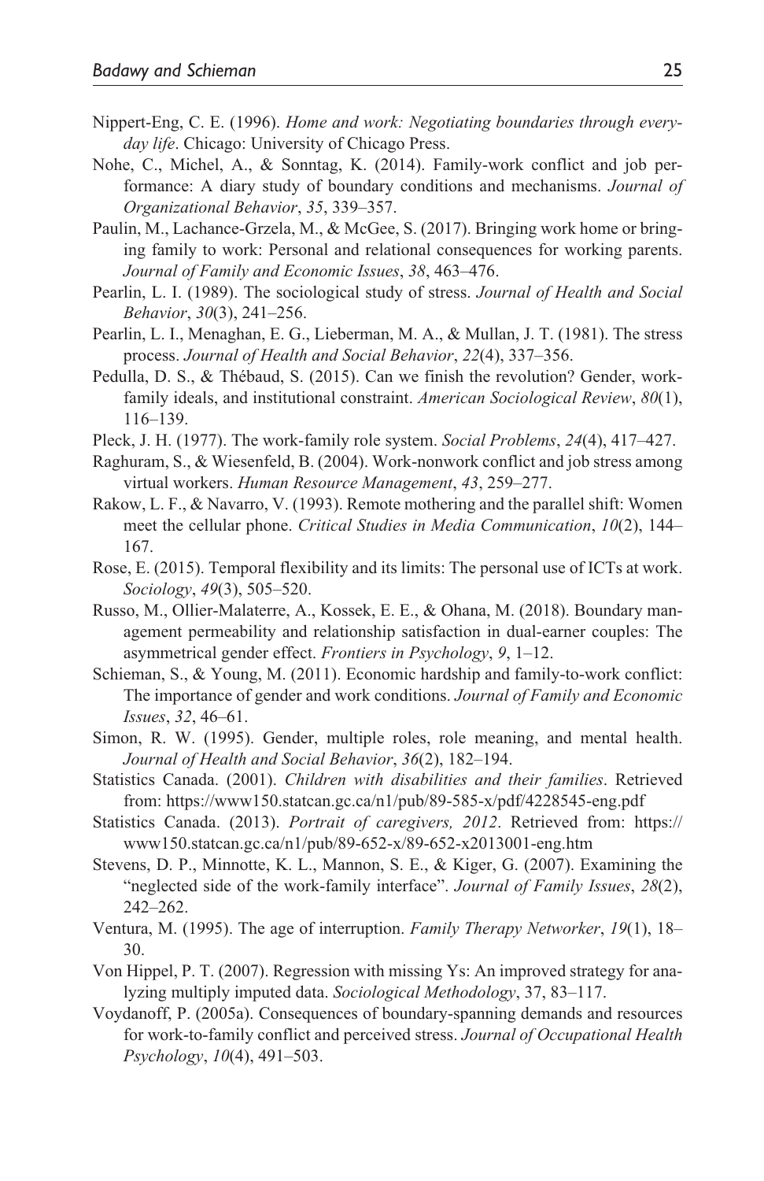Nippert-Eng, C. E. (1996). *Home and work: Negotiating boundaries through everyday life*. Chicago: University of Chicago Press.

Nohe, C., Michel, A., & Sonntag, K. (2014). Family-work conflict and job performance: A diary study of boundary conditions and mechanisms. *Journal of Organizational Behavior*, *35*, 339–357.

Paulin, M., Lachance-Grzela, M., & McGee, S. (2017). Bringing work home or bringing family to work: Personal and relational consequences for working parents. *Journal of Family and Economic Issues*, *38*, 463–476.

Pearlin, L. I. (1989). The sociological study of stress. *Journal of Health and Social Behavior*, *30*(3), 241–256.

Pearlin, L. I., Menaghan, E. G., Lieberman, M. A., & Mullan, J. T. (1981). The stress process. *Journal of Health and Social Behavior*, *22*(4), 337–356.

Pedulla, D. S., & Thébaud, S. (2015). Can we finish the revolution? Gender, work-family ideals, and institutional constraint. *American Sociological Review*, *80*(1), 116–139.

Pleck, J. H. (1977). The work-family role system. *Social Problems*, *24*(4), 417–427.

Raghuram, S., & Wiesenfeld, B. (2004). Work-nonwork conflict and job stress among virtual workers. *Human Resource Management*, *43*, 259–277.

Rakow, L. F., & Navarro, V. (1993). Remote mothering and the parallel shift: Women meet the cellular phone. *Critical Studies in Media Communication*, *10*(2), 144–167.

Rose, E. (2015). Temporal flexibility and its limits: The personal use of ICTs at work. *Sociology*, *49*(3), 505–520.

Russo, M., Ollier-Malaterre, A., Kossek, E. E., & Ohana, M. (2018). Boundary management permeability and relationship satisfaction in dual-earner couples: The asymmetrical gender effect. *Frontiers in Psychology*, *9*, 1–12.

Schieman, S., & Young, M. (2011). Economic hardship and family-to-work conflict: The importance of gender and work conditions. *Journal of Family and Economic Issues*, *32*, 46–61.

Simon, R. W. (1995). Gender, multiple roles, role meaning, and mental health. *Journal of Health and Social Behavior*, *36*(2), 182–194.

Statistics Canada. (2001). *Children with disabilities and their families*. Retrieved from: https://www150.statcan.gc.ca/n1/pub/89-585-x/pdf/4228545-eng.pdf

Statistics Canada. (2013). *Portrait of caregivers, 2012*. Retrieved from: https://www150.statcan.gc.ca/n1/pub/89-652-x/89-652-x2013001-eng.htm

Stevens, D. P., Minnotte, K. L., Mannon, S. E., & Kiger, G. (2007). Examining the "neglected side of the work-family interface". *Journal of Family Issues*, *28*(2), 242–262.

Ventura, M. (1995). The age of interruption. *Family Therapy Networker*, *19*(1), 18–30.

Von Hippel, P. T. (2007). Regression with missing Ys: An improved strategy for analyzing multiply imputed data. *Sociological Methodology*, 37, 83–117.

Voydanoff, P. (2005a). Consequences of boundary-spanning demands and resources for work-to-family conflict and perceived stress. *Journal of Occupational Health Psychology*, *10*(4), 491–503.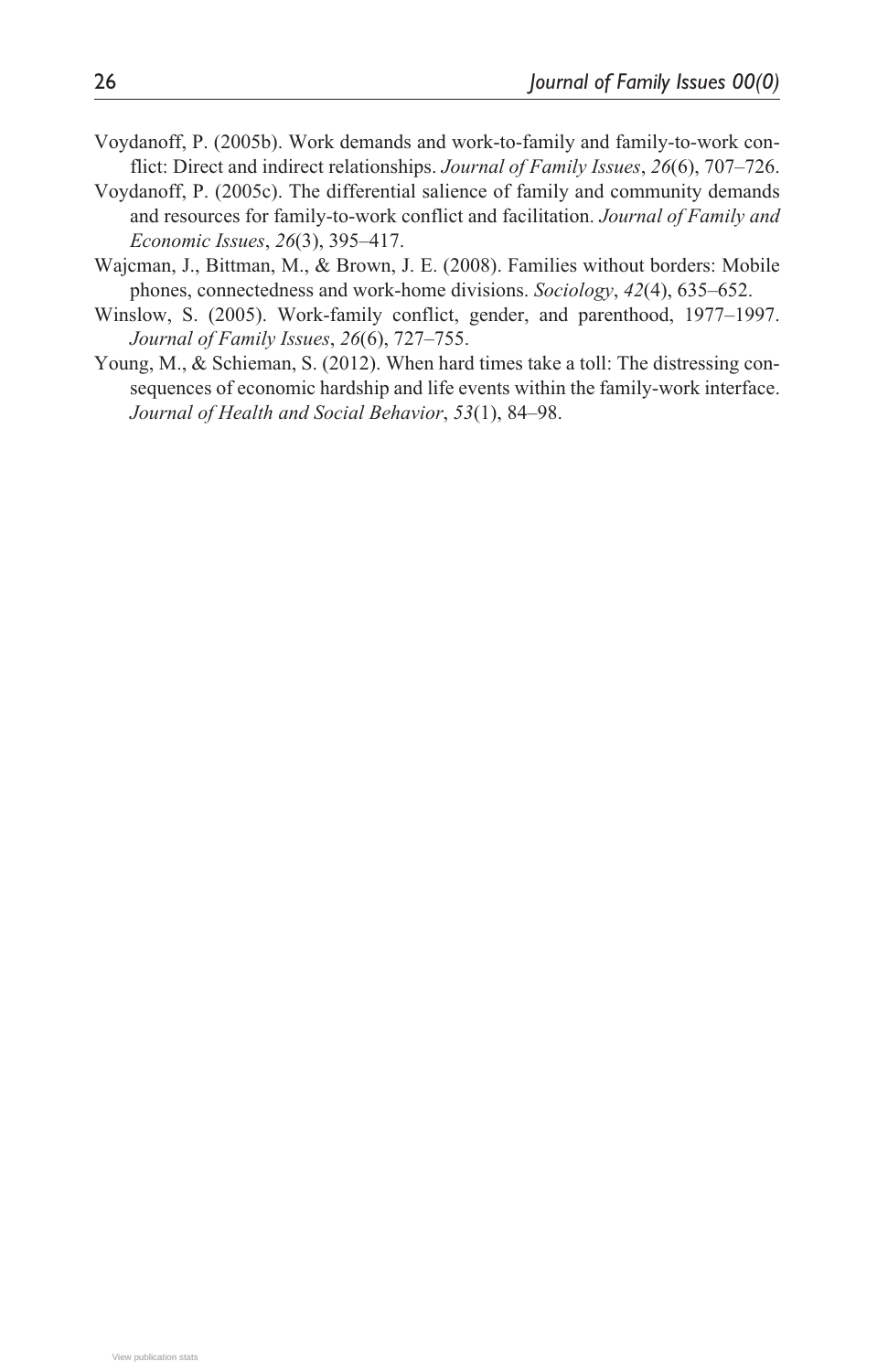Voydanoff, P. (2005b). Work demands and work-to-family and family-to-work conflict: Direct and indirect relationships. *Journal of Family Issues*, *26*(6), 707–726.

Voydanoff, P. (2005c). The differential salience of family and community demands and resources for family-to-work conflict and facilitation. *Journal of Family and Economic Issues*, *26*(3), 395–417.

Wajcman, J., Bittman, M., & Brown, J. E. (2008). Families without borders: Mobile phones, connectedness and work-home divisions. *Sociology*, *42*(4), 635–652.

Winslow, S. (2005). Work-family conflict, gender, and parenthood, 1977–1997. *Journal of Family Issues*, *26*(6), 727–755.

Young, M., & Schieman, S. (2012). When hard times take a toll: The distressing consequences of economic hardship and life events within the family-work interface. *Journal of Health and Social Behavior*, *53*(1), 84–98.